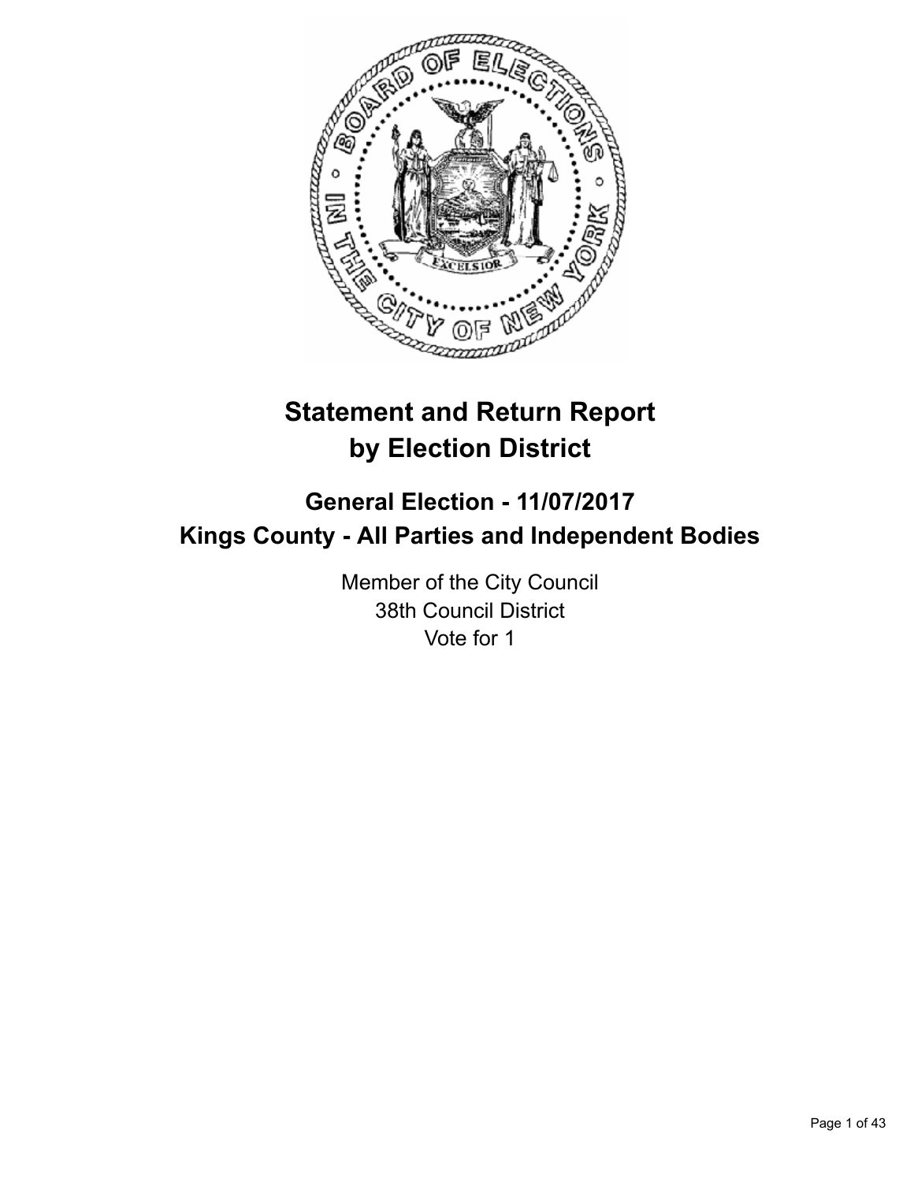# Statement and Return Report by Election District

## General Election - 11/07/2017
## Kings County - All Parties and Independent Bodies

Member of the City Council
38th Council District
Vote for 1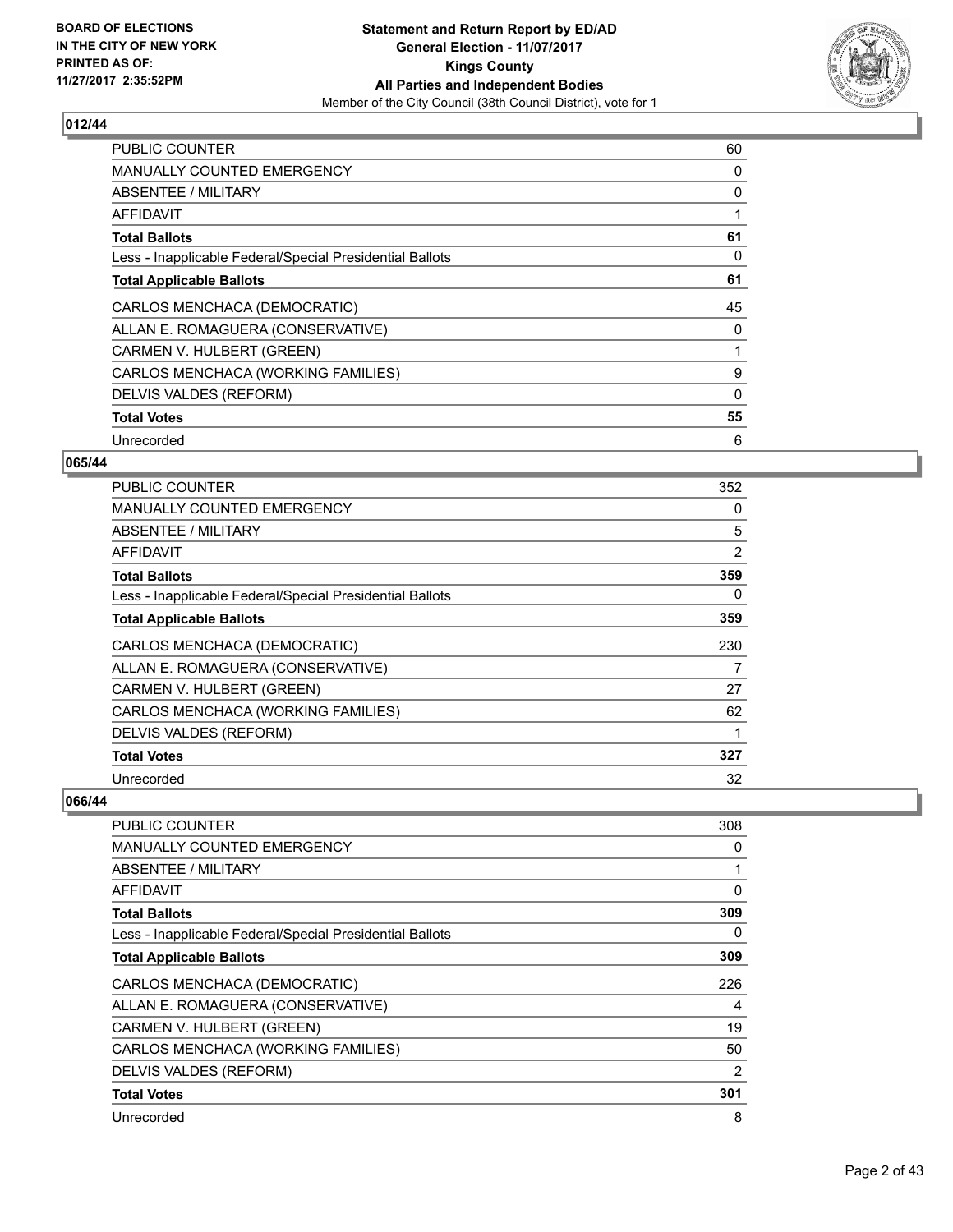**BOARD OF ELECTIONS IN THE CITY OF NEW YORK PRINTED AS OF: 11/27/2017 2:35:52PM**

**Statement and Return Report by ED/AD**
**General Election - 11/07/2017**
**Kings County**
**All Parties and Independent Bodies**
Member of the City Council (38th Council District), vote for 1

## 012/44

| | |
|---|---|
| PUBLIC COUNTER | 60 |
| MANUALLY COUNTED EMERGENCY | 0 |
| ABSENTEE / MILITARY | 0 |
| AFFIDAVIT | 1 |
| **Total Ballots** | **61** |
| Less - Inapplicable Federal/Special Presidential Ballots | 0 |
| **Total Applicable Ballots** | **61** |
| CARLOS MENCHACA (DEMOCRATIC) | 45 |
| ALLAN E. ROMAGUERA (CONSERVATIVE) | 0 |
| CARMEN V. HULBERT (GREEN) | 1 |
| CARLOS MENCHACA (WORKING FAMILIES) | 9 |
| DELVIS VALDES (REFORM) | 0 |
| **Total Votes** | **55** |
| Unrecorded | 6 |

## 065/44

| | |
|---|---|
| PUBLIC COUNTER | 352 |
| MANUALLY COUNTED EMERGENCY | 0 |
| ABSENTEE / MILITARY | 5 |
| AFFIDAVIT | 2 |
| **Total Ballots** | **359** |
| Less - Inapplicable Federal/Special Presidential Ballots | 0 |
| **Total Applicable Ballots** | **359** |
| CARLOS MENCHACA (DEMOCRATIC) | 230 |
| ALLAN E. ROMAGUERA (CONSERVATIVE) | 7 |
| CARMEN V. HULBERT (GREEN) | 27 |
| CARLOS MENCHACA (WORKING FAMILIES) | 62 |
| DELVIS VALDES (REFORM) | 1 |
| **Total Votes** | **327** |
| Unrecorded | 32 |

## 066/44

| | |
|---|---|
| PUBLIC COUNTER | 308 |
| MANUALLY COUNTED EMERGENCY | 0 |
| ABSENTEE / MILITARY | 1 |
| AFFIDAVIT | 0 |
| **Total Ballots** | **309** |
| Less - Inapplicable Federal/Special Presidential Ballots | 0 |
| **Total Applicable Ballots** | **309** |
| CARLOS MENCHACA (DEMOCRATIC) | 226 |
| ALLAN E. ROMAGUERA (CONSERVATIVE) | 4 |
| CARMEN V. HULBERT (GREEN) | 19 |
| CARLOS MENCHACA (WORKING FAMILIES) | 50 |
| DELVIS VALDES (REFORM) | 2 |
| **Total Votes** | **301** |
| Unrecorded | 8 |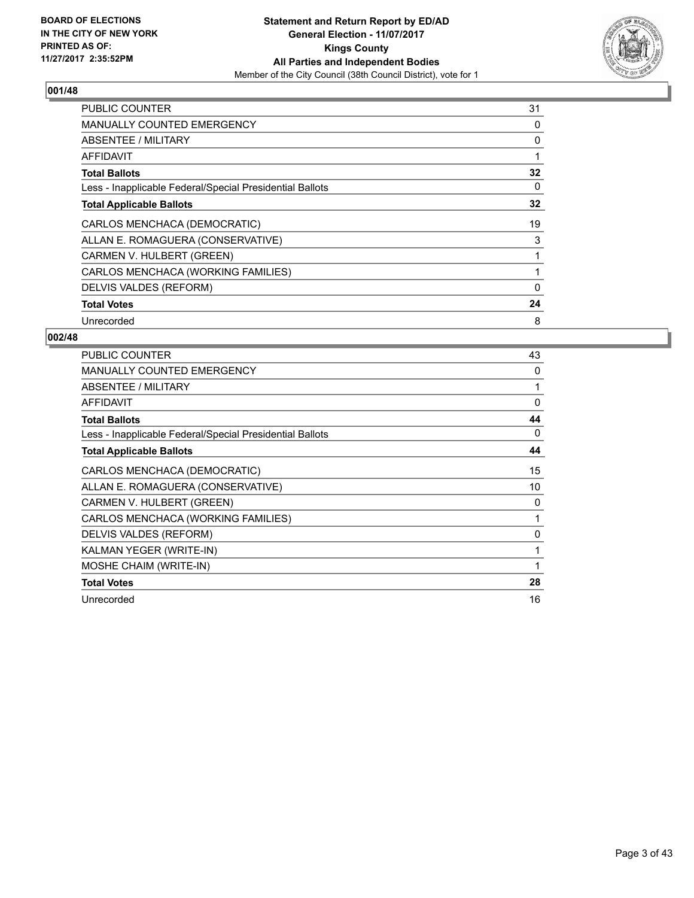BOARD OF ELECTIONS
IN THE CITY OF NEW YORK
PRINTED AS OF:
11/27/2017 2:35:52PM

**Statement and Return Report by ED/AD**
**General Election - 11/07/2017**
**Kings County**
**All Parties and Independent Bodies**
Member of the City Council (38th Council District), vote for 1

### 001/48

| | |
|---|---|
| PUBLIC COUNTER | 31 |
| MANUALLY COUNTED EMERGENCY | 0 |
| ABSENTEE / MILITARY | 0 |
| AFFIDAVIT | 1 |
| **Total Ballots** | **32** |
| Less - Inapplicable Federal/Special Presidential Ballots | 0 |
| **Total Applicable Ballots** | **32** |
| CARLOS MENCHACA (DEMOCRATIC) | 19 |
| ALLAN E. ROMAGUERA (CONSERVATIVE) | 3 |
| CARMEN V. HULBERT (GREEN) | 1 |
| CARLOS MENCHACA (WORKING FAMILIES) | 1 |
| DELVIS VALDES (REFORM) | 0 |
| **Total Votes** | **24** |
| Unrecorded | 8 |

### 002/48

| | |
|---|---|
| PUBLIC COUNTER | 43 |
| MANUALLY COUNTED EMERGENCY | 0 |
| ABSENTEE / MILITARY | 1 |
| AFFIDAVIT | 0 |
| **Total Ballots** | **44** |
| Less - Inapplicable Federal/Special Presidential Ballots | 0 |
| **Total Applicable Ballots** | **44** |
| CARLOS MENCHACA (DEMOCRATIC) | 15 |
| ALLAN E. ROMAGUERA (CONSERVATIVE) | 10 |
| CARMEN V. HULBERT (GREEN) | 0 |
| CARLOS MENCHACA (WORKING FAMILIES) | 1 |
| DELVIS VALDES (REFORM) | 0 |
| KALMAN YEGER (WRITE-IN) | 1 |
| MOSHE CHAIM (WRITE-IN) | 1 |
| **Total Votes** | **28** |
| Unrecorded | 16 |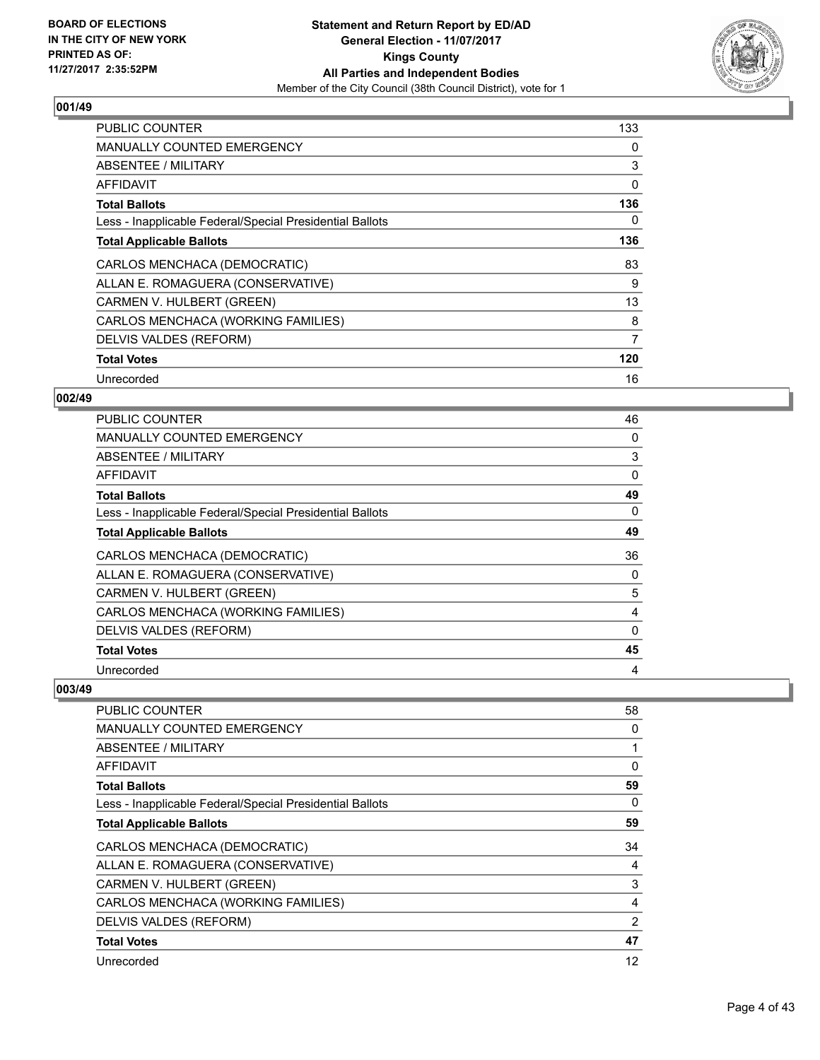**BOARD OF ELECTIONS IN THE CITY OF NEW YORK PRINTED AS OF: 11/27/2017 2:35:52PM**

**Statement and Return Report by ED/AD General Election - 11/07/2017 Kings County All Parties and Independent Bodies**

Member of the City Council (38th Council District), vote for 1

## 001/49

| | |
|---|---|
| PUBLIC COUNTER | 133 |
| MANUALLY COUNTED EMERGENCY | 0 |
| ABSENTEE / MILITARY | 3 |
| AFFIDAVIT | 0 |
| **Total Ballots** | **136** |
| Less - Inapplicable Federal/Special Presidential Ballots | 0 |
| **Total Applicable Ballots** | **136** |
| CARLOS MENCHACA (DEMOCRATIC) | 83 |
| ALLAN E. ROMAGUERA (CONSERVATIVE) | 9 |
| CARMEN V. HULBERT (GREEN) | 13 |
| CARLOS MENCHACA (WORKING FAMILIES) | 8 |
| DELVIS VALDES (REFORM) | 7 |
| **Total Votes** | **120** |
| Unrecorded | 16 |

## 002/49

| | |
|---|---|
| PUBLIC COUNTER | 46 |
| MANUALLY COUNTED EMERGENCY | 0 |
| ABSENTEE / MILITARY | 3 |
| AFFIDAVIT | 0 |
| **Total Ballots** | **49** |
| Less - Inapplicable Federal/Special Presidential Ballots | 0 |
| **Total Applicable Ballots** | **49** |
| CARLOS MENCHACA (DEMOCRATIC) | 36 |
| ALLAN E. ROMAGUERA (CONSERVATIVE) | 0 |
| CARMEN V. HULBERT (GREEN) | 5 |
| CARLOS MENCHACA (WORKING FAMILIES) | 4 |
| DELVIS VALDES (REFORM) | 0 |
| **Total Votes** | **45** |
| Unrecorded | 4 |

## 003/49

| | |
|---|---|
| PUBLIC COUNTER | 58 |
| MANUALLY COUNTED EMERGENCY | 0 |
| ABSENTEE / MILITARY | 1 |
| AFFIDAVIT | 0 |
| **Total Ballots** | **59** |
| Less - Inapplicable Federal/Special Presidential Ballots | 0 |
| **Total Applicable Ballots** | **59** |
| CARLOS MENCHACA (DEMOCRATIC) | 34 |
| ALLAN E. ROMAGUERA (CONSERVATIVE) | 4 |
| CARMEN V. HULBERT (GREEN) | 3 |
| CARLOS MENCHACA (WORKING FAMILIES) | 4 |
| DELVIS VALDES (REFORM) | 2 |
| **Total Votes** | **47** |
| Unrecorded | 12 |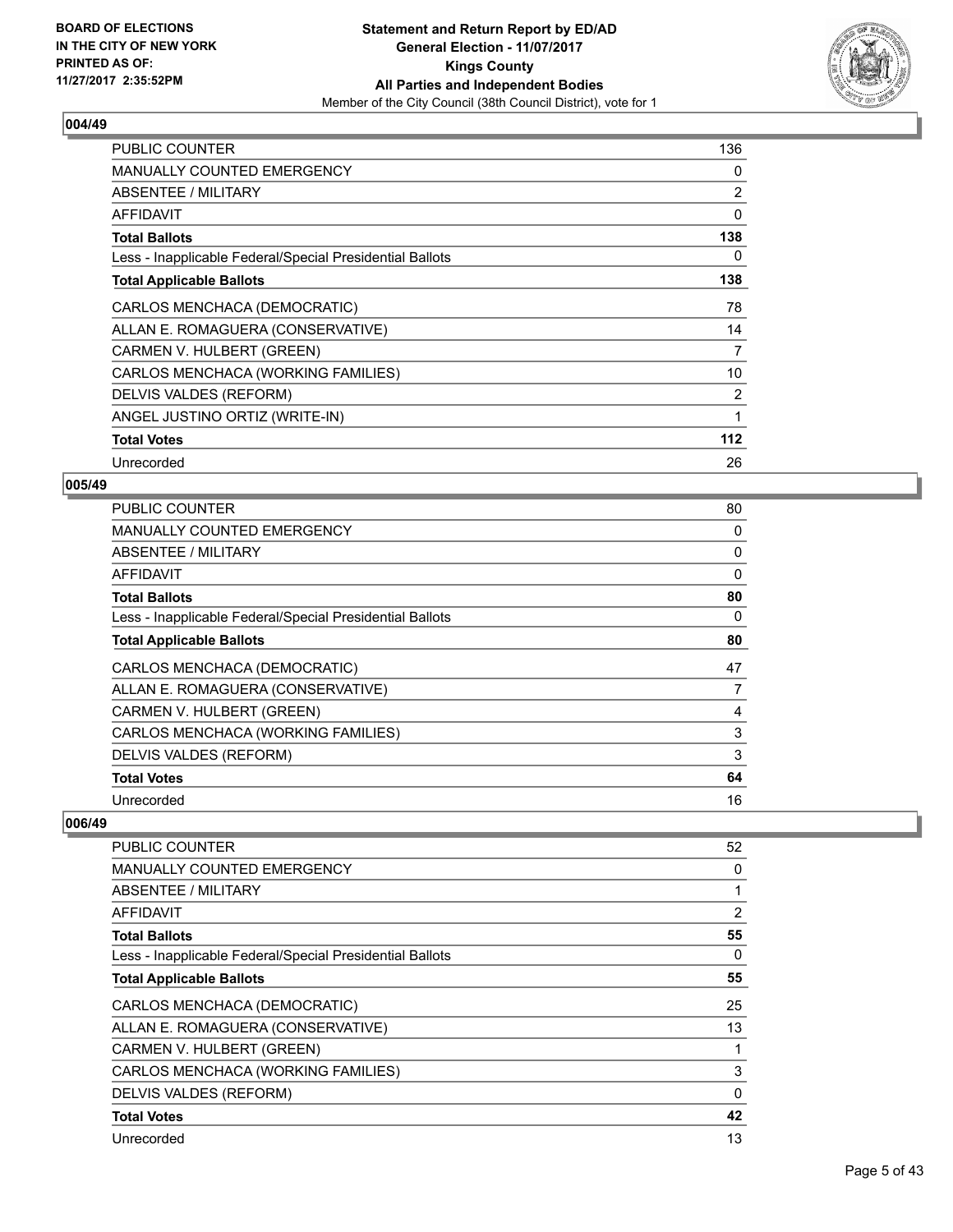**BOARD OF ELECTIONS IN THE CITY OF NEW YORK PRINTED AS OF: 11/27/2017 2:35:52PM**

**Statement and Return Report by ED/AD General Election - 11/07/2017 Kings County All Parties and Independent Bodies**

Member of the City Council (38th Council District), vote for 1

## 004/49

| | |
|---|---|
| PUBLIC COUNTER | 136 |
| MANUALLY COUNTED EMERGENCY | 0 |
| ABSENTEE / MILITARY | 2 |
| AFFIDAVIT | 0 |
| **Total Ballots** | **138** |
| Less - Inapplicable Federal/Special Presidential Ballots | 0 |
| **Total Applicable Ballots** | **138** |
| CARLOS MENCHACA (DEMOCRATIC) | 78 |
| ALLAN E. ROMAGUERA (CONSERVATIVE) | 14 |
| CARMEN V. HULBERT (GREEN) | 7 |
| CARLOS MENCHACA (WORKING FAMILIES) | 10 |
| DELVIS VALDES (REFORM) | 2 |
| ANGEL JUSTINO ORTIZ (WRITE-IN) | 1 |
| **Total Votes** | **112** |
| Unrecorded | 26 |

## 005/49

| | |
|---|---|
| PUBLIC COUNTER | 80 |
| MANUALLY COUNTED EMERGENCY | 0 |
| ABSENTEE / MILITARY | 0 |
| AFFIDAVIT | 0 |
| **Total Ballots** | **80** |
| Less - Inapplicable Federal/Special Presidential Ballots | 0 |
| **Total Applicable Ballots** | **80** |
| CARLOS MENCHACA (DEMOCRATIC) | 47 |
| ALLAN E. ROMAGUERA (CONSERVATIVE) | 7 |
| CARMEN V. HULBERT (GREEN) | 4 |
| CARLOS MENCHACA (WORKING FAMILIES) | 3 |
| DELVIS VALDES (REFORM) | 3 |
| **Total Votes** | **64** |
| Unrecorded | 16 |

## 006/49

| | |
|---|---|
| PUBLIC COUNTER | 52 |
| MANUALLY COUNTED EMERGENCY | 0 |
| ABSENTEE / MILITARY | 1 |
| AFFIDAVIT | 2 |
| **Total Ballots** | **55** |
| Less - Inapplicable Federal/Special Presidential Ballots | 0 |
| **Total Applicable Ballots** | **55** |
| CARLOS MENCHACA (DEMOCRATIC) | 25 |
| ALLAN E. ROMAGUERA (CONSERVATIVE) | 13 |
| CARMEN V. HULBERT (GREEN) | 1 |
| CARLOS MENCHACA (WORKING FAMILIES) | 3 |
| DELVIS VALDES (REFORM) | 0 |
| **Total Votes** | **42** |
| Unrecorded | 13 |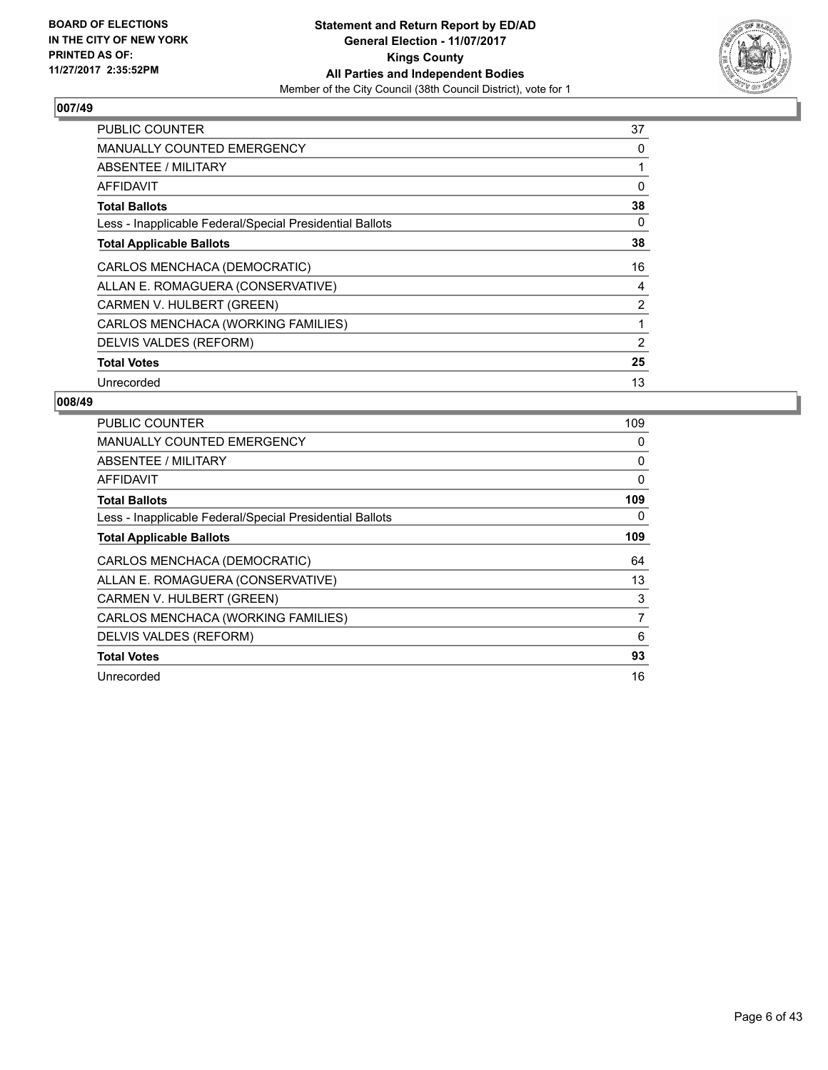**BOARD OF ELECTIONS**
**IN THE CITY OF NEW YORK**
**PRINTED AS OF:**
**11/27/2017 2:35:52PM**

**Statement and Return Report by ED/AD**
**General Election - 11/07/2017**
**Kings County**
**All Parties and Independent Bodies**
Member of the City Council (38th Council District), vote for 1

## 007/49

| | |
|---|---|
| PUBLIC COUNTER | 37 |
| MANUALLY COUNTED EMERGENCY | 0 |
| ABSENTEE / MILITARY | 1 |
| AFFIDAVIT | 0 |
| **Total Ballots** | **38** |
| Less - Inapplicable Federal/Special Presidential Ballots | 0 |
| **Total Applicable Ballots** | **38** |
| CARLOS MENCHACA (DEMOCRATIC) | 16 |
| ALLAN E. ROMAGUERA (CONSERVATIVE) | 4 |
| CARMEN V. HULBERT (GREEN) | 2 |
| CARLOS MENCHACA (WORKING FAMILIES) | 1 |
| DELVIS VALDES (REFORM) | 2 |
| **Total Votes** | **25** |
| Unrecorded | 13 |

## 008/49

| | |
|---|---|
| PUBLIC COUNTER | 109 |
| MANUALLY COUNTED EMERGENCY | 0 |
| ABSENTEE / MILITARY | 0 |
| AFFIDAVIT | 0 |
| **Total Ballots** | **109** |
| Less - Inapplicable Federal/Special Presidential Ballots | 0 |
| **Total Applicable Ballots** | **109** |
| CARLOS MENCHACA (DEMOCRATIC) | 64 |
| ALLAN E. ROMAGUERA (CONSERVATIVE) | 13 |
| CARMEN V. HULBERT (GREEN) | 3 |
| CARLOS MENCHACA (WORKING FAMILIES) | 7 |
| DELVIS VALDES (REFORM) | 6 |
| **Total Votes** | **93** |
| Unrecorded | 16 |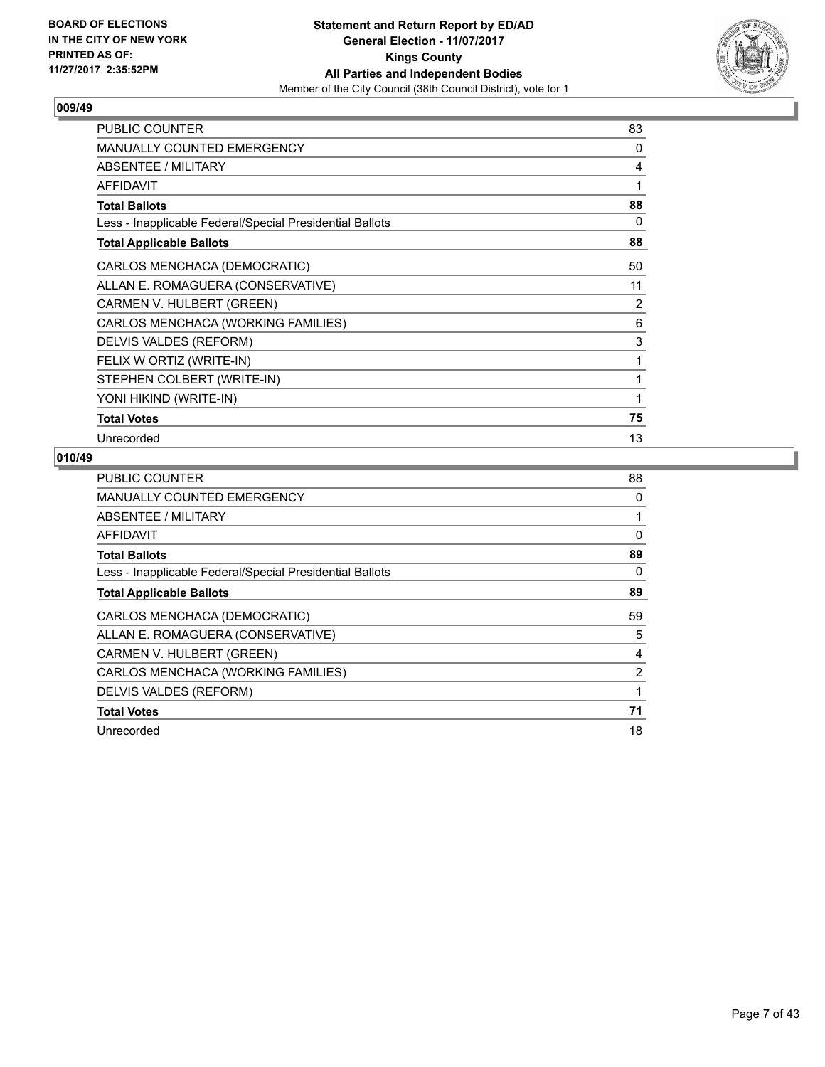BOARD OF ELECTIONS
IN THE CITY OF NEW YORK
PRINTED AS OF:
11/27/2017 2:35:52PM

**Statement and Return Report by ED/AD**
**General Election - 11/07/2017**
**Kings County**
**All Parties and Independent Bodies**
Member of the City Council (38th Council District), vote for 1

## 009/49

| | |
|---|---|
| PUBLIC COUNTER | 83 |
| MANUALLY COUNTED EMERGENCY | 0 |
| ABSENTEE / MILITARY | 4 |
| AFFIDAVIT | 1 |
| **Total Ballots** | **88** |
| Less - Inapplicable Federal/Special Presidential Ballots | 0 |
| **Total Applicable Ballots** | **88** |
| CARLOS MENCHACA (DEMOCRATIC) | 50 |
| ALLAN E. ROMAGUERA (CONSERVATIVE) | 11 |
| CARMEN V. HULBERT (GREEN) | 2 |
| CARLOS MENCHACA (WORKING FAMILIES) | 6 |
| DELVIS VALDES (REFORM) | 3 |
| FELIX W ORTIZ (WRITE-IN) | 1 |
| STEPHEN COLBERT (WRITE-IN) | 1 |
| YONI HIKIND (WRITE-IN) | 1 |
| **Total Votes** | **75** |
| Unrecorded | 13 |

## 010/49

| | |
|---|---|
| PUBLIC COUNTER | 88 |
| MANUALLY COUNTED EMERGENCY | 0 |
| ABSENTEE / MILITARY | 1 |
| AFFIDAVIT | 0 |
| **Total Ballots** | **89** |
| Less - Inapplicable Federal/Special Presidential Ballots | 0 |
| **Total Applicable Ballots** | **89** |
| CARLOS MENCHACA (DEMOCRATIC) | 59 |
| ALLAN E. ROMAGUERA (CONSERVATIVE) | 5 |
| CARMEN V. HULBERT (GREEN) | 4 |
| CARLOS MENCHACA (WORKING FAMILIES) | 2 |
| DELVIS VALDES (REFORM) | 1 |
| **Total Votes** | **71** |
| Unrecorded | 18 |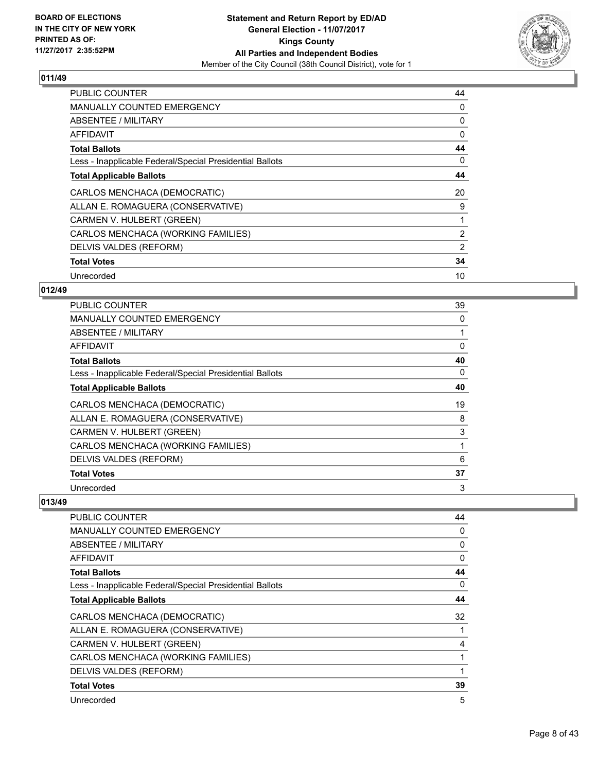## 011/49

| | |
|---|---|
| PUBLIC COUNTER | 44 |
| MANUALLY COUNTED EMERGENCY | 0 |
| ABSENTEE / MILITARY | 0 |
| AFFIDAVIT | 0 |
| **Total Ballots** | **44** |
| Less - Inapplicable Federal/Special Presidential Ballots | 0 |
| **Total Applicable Ballots** | **44** |
| CARLOS MENCHACA (DEMOCRATIC) | 20 |
| ALLAN E. ROMAGUERA (CONSERVATIVE) | 9 |
| CARMEN V. HULBERT (GREEN) | 1 |
| CARLOS MENCHACA (WORKING FAMILIES) | 2 |
| DELVIS VALDES (REFORM) | 2 |
| **Total Votes** | **34** |
| Unrecorded | 10 |

## 012/49

| | |
|---|---|
| PUBLIC COUNTER | 39 |
| MANUALLY COUNTED EMERGENCY | 0 |
| ABSENTEE / MILITARY | 1 |
| AFFIDAVIT | 0 |
| **Total Ballots** | **40** |
| Less - Inapplicable Federal/Special Presidential Ballots | 0 |
| **Total Applicable Ballots** | **40** |
| CARLOS MENCHACA (DEMOCRATIC) | 19 |
| ALLAN E. ROMAGUERA (CONSERVATIVE) | 8 |
| CARMEN V. HULBERT (GREEN) | 3 |
| CARLOS MENCHACA (WORKING FAMILIES) | 1 |
| DELVIS VALDES (REFORM) | 6 |
| **Total Votes** | **37** |
| Unrecorded | 3 |

## 013/49

| | |
|---|---|
| PUBLIC COUNTER | 44 |
| MANUALLY COUNTED EMERGENCY | 0 |
| ABSENTEE / MILITARY | 0 |
| AFFIDAVIT | 0 |
| **Total Ballots** | **44** |
| Less - Inapplicable Federal/Special Presidential Ballots | 0 |
| **Total Applicable Ballots** | **44** |
| CARLOS MENCHACA (DEMOCRATIC) | 32 |
| ALLAN E. ROMAGUERA (CONSERVATIVE) | 1 |
| CARMEN V. HULBERT (GREEN) | 4 |
| CARLOS MENCHACA (WORKING FAMILIES) | 1 |
| DELVIS VALDES (REFORM) | 1 |
| **Total Votes** | **39** |
| Unrecorded | 5 |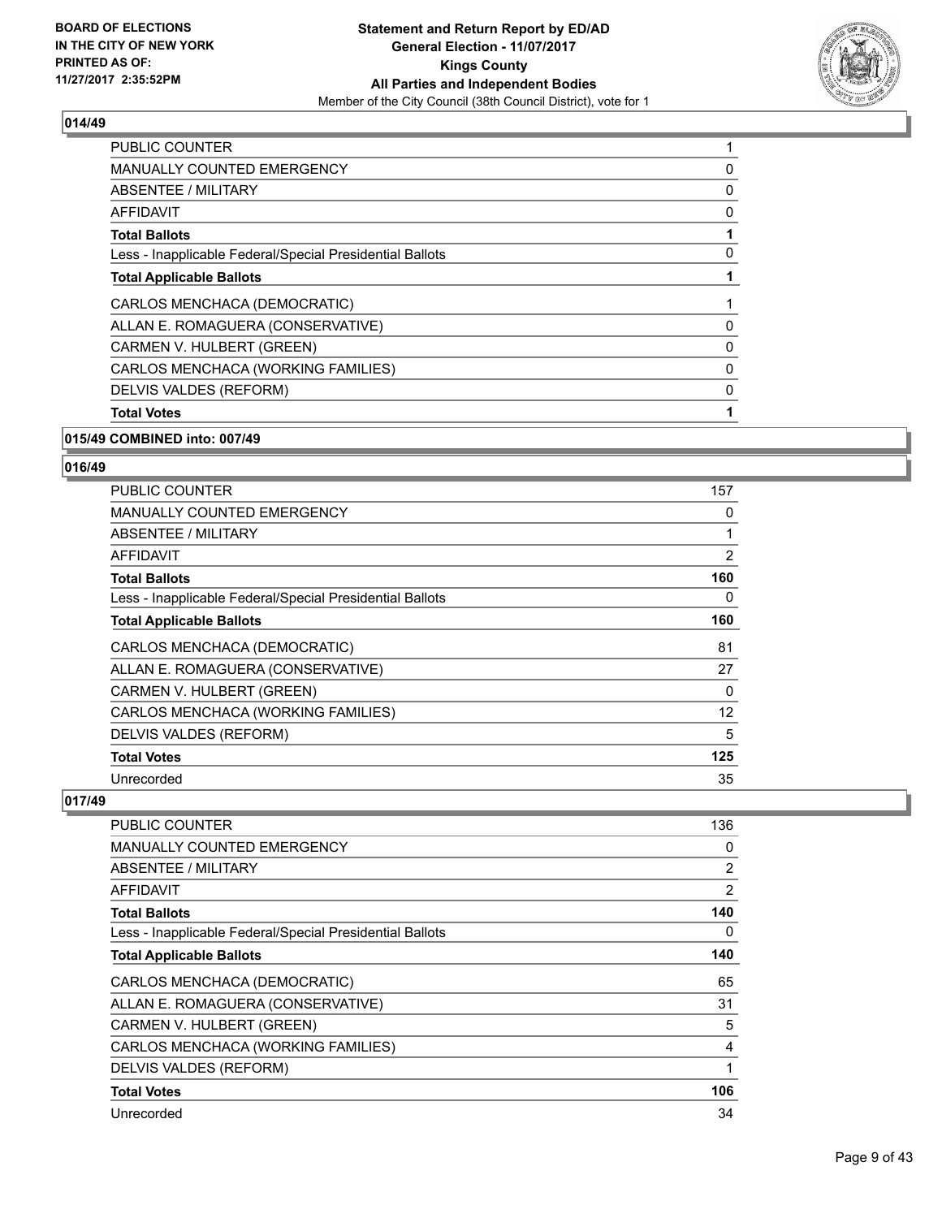### 014/49

| | |
|---|---|
| PUBLIC COUNTER | 1 |
| MANUALLY COUNTED EMERGENCY | 0 |
| ABSENTEE / MILITARY | 0 |
| AFFIDAVIT | 0 |
| **Total Ballots** | **1** |
| Less - Inapplicable Federal/Special Presidential Ballots | 0 |
| **Total Applicable Ballots** | **1** |
| CARLOS MENCHACA (DEMOCRATIC) | 1 |
| ALLAN E. ROMAGUERA (CONSERVATIVE) | 0 |
| CARMEN V. HULBERT (GREEN) | 0 |
| CARLOS MENCHACA (WORKING FAMILIES) | 0 |
| DELVIS VALDES (REFORM) | 0 |
| **Total Votes** | **1** |

### 015/49 COMBINED into: 007/49

### 016/49

| | |
|---|---|
| PUBLIC COUNTER | 157 |
| MANUALLY COUNTED EMERGENCY | 0 |
| ABSENTEE / MILITARY | 1 |
| AFFIDAVIT | 2 |
| **Total Ballots** | **160** |
| Less - Inapplicable Federal/Special Presidential Ballots | 0 |
| **Total Applicable Ballots** | **160** |
| CARLOS MENCHACA (DEMOCRATIC) | 81 |
| ALLAN E. ROMAGUERA (CONSERVATIVE) | 27 |
| CARMEN V. HULBERT (GREEN) | 0 |
| CARLOS MENCHACA (WORKING FAMILIES) | 12 |
| DELVIS VALDES (REFORM) | 5 |
| **Total Votes** | **125** |
| Unrecorded | 35 |

### 017/49

| | |
|---|---|
| PUBLIC COUNTER | 136 |
| MANUALLY COUNTED EMERGENCY | 0 |
| ABSENTEE / MILITARY | 2 |
| AFFIDAVIT | 2 |
| **Total Ballots** | **140** |
| Less - Inapplicable Federal/Special Presidential Ballots | 0 |
| **Total Applicable Ballots** | **140** |
| CARLOS MENCHACA (DEMOCRATIC) | 65 |
| ALLAN E. ROMAGUERA (CONSERVATIVE) | 31 |
| CARMEN V. HULBERT (GREEN) | 5 |
| CARLOS MENCHACA (WORKING FAMILIES) | 4 |
| DELVIS VALDES (REFORM) | 1 |
| **Total Votes** | **106** |
| Unrecorded | 34 |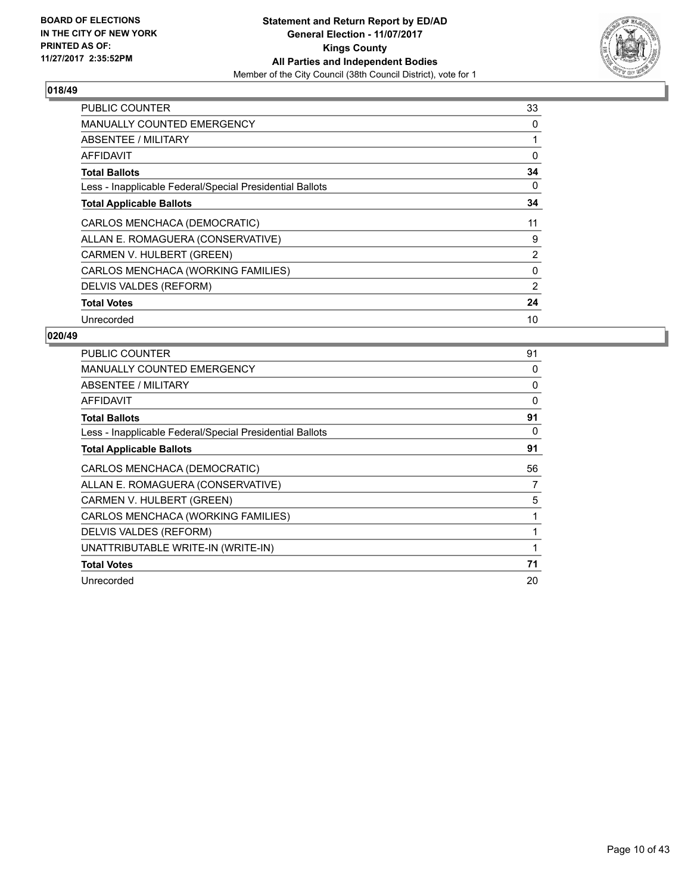BOARD OF ELECTIONS
IN THE CITY OF NEW YORK
PRINTED AS OF:
11/27/2017 2:35:52PM

**Statement and Return Report by ED/AD**
**General Election - 11/07/2017**
**Kings County**
**All Parties and Independent Bodies**
Member of the City Council (38th Council District), vote for 1

## 018/49

| | |
|---|---|
| PUBLIC COUNTER | 33 |
| MANUALLY COUNTED EMERGENCY | 0 |
| ABSENTEE / MILITARY | 1 |
| AFFIDAVIT | 0 |
| **Total Ballots** | **34** |
| Less - Inapplicable Federal/Special Presidential Ballots | 0 |
| **Total Applicable Ballots** | **34** |
| CARLOS MENCHACA (DEMOCRATIC) | 11 |
| ALLAN E. ROMAGUERA (CONSERVATIVE) | 9 |
| CARMEN V. HULBERT (GREEN) | 2 |
| CARLOS MENCHACA (WORKING FAMILIES) | 0 |
| DELVIS VALDES (REFORM) | 2 |
| **Total Votes** | **24** |
| Unrecorded | 10 |

## 020/49

| | |
|---|---|
| PUBLIC COUNTER | 91 |
| MANUALLY COUNTED EMERGENCY | 0 |
| ABSENTEE / MILITARY | 0 |
| AFFIDAVIT | 0 |
| **Total Ballots** | **91** |
| Less - Inapplicable Federal/Special Presidential Ballots | 0 |
| **Total Applicable Ballots** | **91** |
| CARLOS MENCHACA (DEMOCRATIC) | 56 |
| ALLAN E. ROMAGUERA (CONSERVATIVE) | 7 |
| CARMEN V. HULBERT (GREEN) | 5 |
| CARLOS MENCHACA (WORKING FAMILIES) | 1 |
| DELVIS VALDES (REFORM) | 1 |
| UNATTRIBUTABLE WRITE-IN (WRITE-IN) | 1 |
| **Total Votes** | **71** |
| Unrecorded | 20 |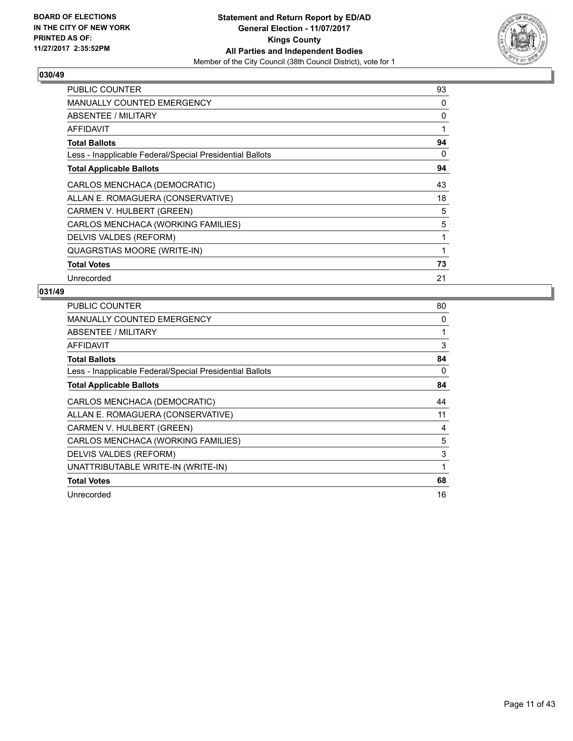**BOARD OF ELECTIONS IN THE CITY OF NEW YORK PRINTED AS OF: 11/27/2017 2:35:52PM**

**Statement and Return Report by ED/AD General Election - 11/07/2017 Kings County All Parties and Independent Bodies**

Member of the City Council (38th Council District), vote for 1

## 030/49

| | |
|---|---|
| PUBLIC COUNTER | 93 |
| MANUALLY COUNTED EMERGENCY | 0 |
| ABSENTEE / MILITARY | 0 |
| AFFIDAVIT | 1 |
| **Total Ballots** | **94** |
| Less - Inapplicable Federal/Special Presidential Ballots | 0 |
| **Total Applicable Ballots** | **94** |
| CARLOS MENCHACA (DEMOCRATIC) | 43 |
| ALLAN E. ROMAGUERA (CONSERVATIVE) | 18 |
| CARMEN V. HULBERT (GREEN) | 5 |
| CARLOS MENCHACA (WORKING FAMILIES) | 5 |
| DELVIS VALDES (REFORM) | 1 |
| QUAGRSTIAS MOORE (WRITE-IN) | 1 |
| **Total Votes** | **73** |
| Unrecorded | 21 |

## 031/49

| | |
|---|---|
| PUBLIC COUNTER | 80 |
| MANUALLY COUNTED EMERGENCY | 0 |
| ABSENTEE / MILITARY | 1 |
| AFFIDAVIT | 3 |
| **Total Ballots** | **84** |
| Less - Inapplicable Federal/Special Presidential Ballots | 0 |
| **Total Applicable Ballots** | **84** |
| CARLOS MENCHACA (DEMOCRATIC) | 44 |
| ALLAN E. ROMAGUERA (CONSERVATIVE) | 11 |
| CARMEN V. HULBERT (GREEN) | 4 |
| CARLOS MENCHACA (WORKING FAMILIES) | 5 |
| DELVIS VALDES (REFORM) | 3 |
| UNATTRIBUTABLE WRITE-IN (WRITE-IN) | 1 |
| **Total Votes** | **68** |
| Unrecorded | 16 |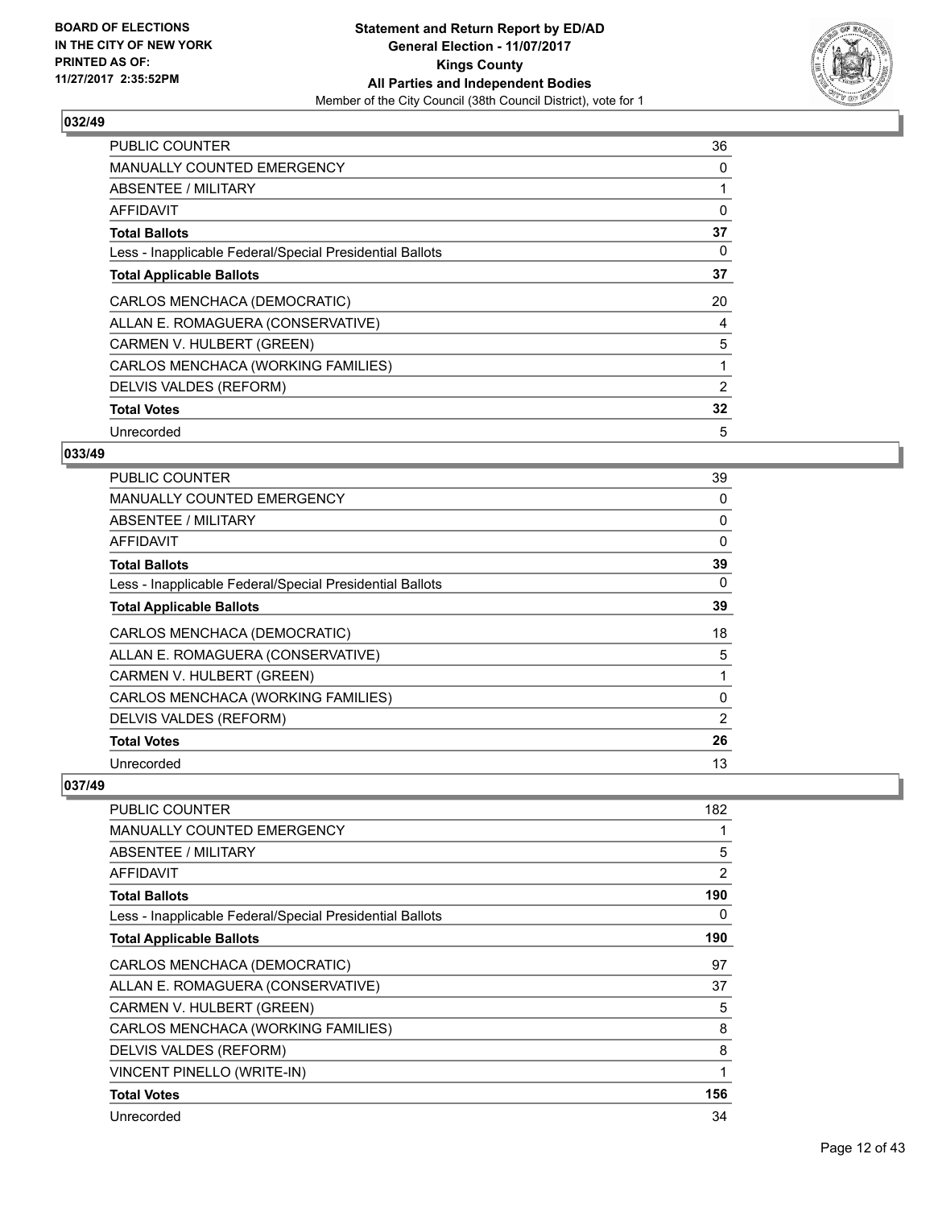**BOARD OF ELECTIONS IN THE CITY OF NEW YORK PRINTED AS OF: 11/27/2017 2:35:52PM**

**Statement and Return Report by ED/AD**
**General Election - 11/07/2017**
**Kings County**
**All Parties and Independent Bodies**
Member of the City Council (38th Council District), vote for 1

### 032/49

| | |
|---|---|
| PUBLIC COUNTER | 36 |
| MANUALLY COUNTED EMERGENCY | 0 |
| ABSENTEE / MILITARY | 1 |
| AFFIDAVIT | 0 |
| **Total Ballots** | **37** |
| Less - Inapplicable Federal/Special Presidential Ballots | 0 |
| **Total Applicable Ballots** | **37** |
| CARLOS MENCHACA (DEMOCRATIC) | 20 |
| ALLAN E. ROMAGUERA (CONSERVATIVE) | 4 |
| CARMEN V. HULBERT (GREEN) | 5 |
| CARLOS MENCHACA (WORKING FAMILIES) | 1 |
| DELVIS VALDES (REFORM) | 2 |
| **Total Votes** | **32** |
| Unrecorded | 5 |

### 033/49

| | |
|---|---|
| PUBLIC COUNTER | 39 |
| MANUALLY COUNTED EMERGENCY | 0 |
| ABSENTEE / MILITARY | 0 |
| AFFIDAVIT | 0 |
| **Total Ballots** | **39** |
| Less - Inapplicable Federal/Special Presidential Ballots | 0 |
| **Total Applicable Ballots** | **39** |
| CARLOS MENCHACA (DEMOCRATIC) | 18 |
| ALLAN E. ROMAGUERA (CONSERVATIVE) | 5 |
| CARMEN V. HULBERT (GREEN) | 1 |
| CARLOS MENCHACA (WORKING FAMILIES) | 0 |
| DELVIS VALDES (REFORM) | 2 |
| **Total Votes** | **26** |
| Unrecorded | 13 |

### 037/49

| | |
|---|---|
| PUBLIC COUNTER | 182 |
| MANUALLY COUNTED EMERGENCY | 1 |
| ABSENTEE / MILITARY | 5 |
| AFFIDAVIT | 2 |
| **Total Ballots** | **190** |
| Less - Inapplicable Federal/Special Presidential Ballots | 0 |
| **Total Applicable Ballots** | **190** |
| CARLOS MENCHACA (DEMOCRATIC) | 97 |
| ALLAN E. ROMAGUERA (CONSERVATIVE) | 37 |
| CARMEN V. HULBERT (GREEN) | 5 |
| CARLOS MENCHACA (WORKING FAMILIES) | 8 |
| DELVIS VALDES (REFORM) | 8 |
| VINCENT PINELLO (WRITE-IN) | 1 |
| **Total Votes** | **156** |
| Unrecorded | 34 |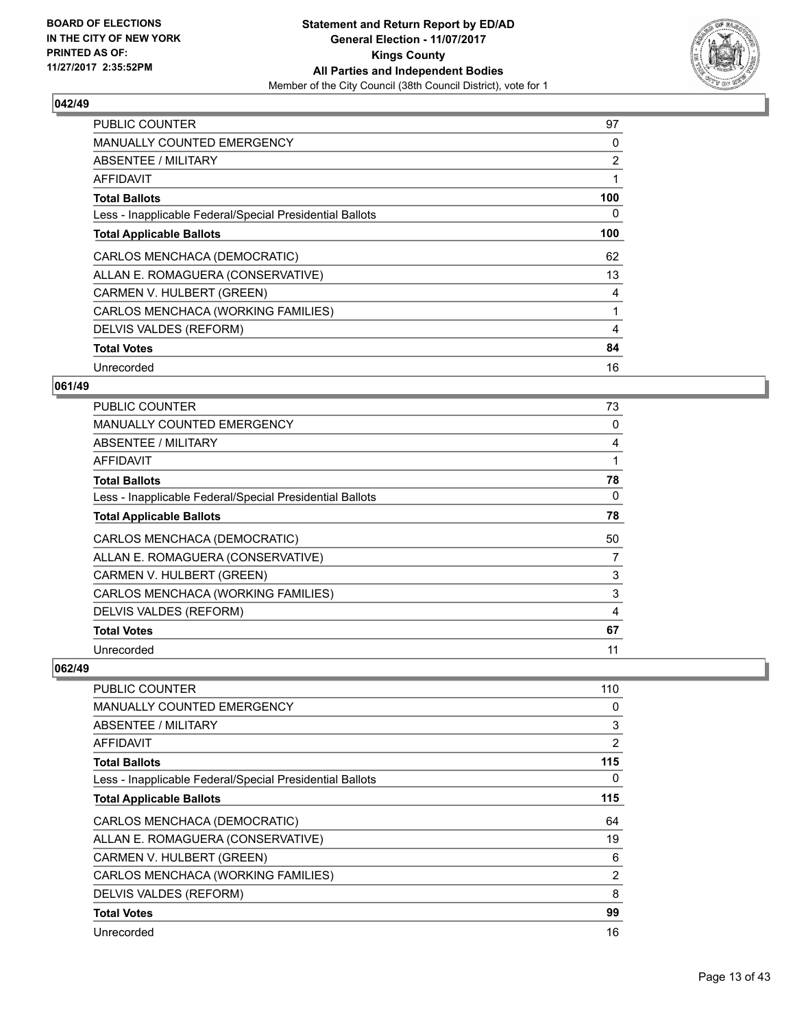**BOARD OF ELECTIONS IN THE CITY OF NEW YORK PRINTED AS OF: 11/27/2017 2:35:52PM**

**Statement and Return Report by ED/AD**
**General Election - 11/07/2017**
**Kings County**
**All Parties and Independent Bodies**
Member of the City Council (38th Council District), vote for 1

### 042/49

| | |
|---|---|
| PUBLIC COUNTER | 97 |
| MANUALLY COUNTED EMERGENCY | 0 |
| ABSENTEE / MILITARY | 2 |
| AFFIDAVIT | 1 |
| **Total Ballots** | **100** |
| Less - Inapplicable Federal/Special Presidential Ballots | 0 |
| **Total Applicable Ballots** | **100** |
| CARLOS MENCHACA (DEMOCRATIC) | 62 |
| ALLAN E. ROMAGUERA (CONSERVATIVE) | 13 |
| CARMEN V. HULBERT (GREEN) | 4 |
| CARLOS MENCHACA (WORKING FAMILIES) | 1 |
| DELVIS VALDES (REFORM) | 4 |
| **Total Votes** | **84** |
| Unrecorded | 16 |

### 061/49

| | |
|---|---|
| PUBLIC COUNTER | 73 |
| MANUALLY COUNTED EMERGENCY | 0 |
| ABSENTEE / MILITARY | 4 |
| AFFIDAVIT | 1 |
| **Total Ballots** | **78** |
| Less - Inapplicable Federal/Special Presidential Ballots | 0 |
| **Total Applicable Ballots** | **78** |
| CARLOS MENCHACA (DEMOCRATIC) | 50 |
| ALLAN E. ROMAGUERA (CONSERVATIVE) | 7 |
| CARMEN V. HULBERT (GREEN) | 3 |
| CARLOS MENCHACA (WORKING FAMILIES) | 3 |
| DELVIS VALDES (REFORM) | 4 |
| **Total Votes** | **67** |
| Unrecorded | 11 |

### 062/49

| | |
|---|---|
| PUBLIC COUNTER | 110 |
| MANUALLY COUNTED EMERGENCY | 0 |
| ABSENTEE / MILITARY | 3 |
| AFFIDAVIT | 2 |
| **Total Ballots** | **115** |
| Less - Inapplicable Federal/Special Presidential Ballots | 0 |
| **Total Applicable Ballots** | **115** |
| CARLOS MENCHACA (DEMOCRATIC) | 64 |
| ALLAN E. ROMAGUERA (CONSERVATIVE) | 19 |
| CARMEN V. HULBERT (GREEN) | 6 |
| CARLOS MENCHACA (WORKING FAMILIES) | 2 |
| DELVIS VALDES (REFORM) | 8 |
| **Total Votes** | **99** |
| Unrecorded | 16 |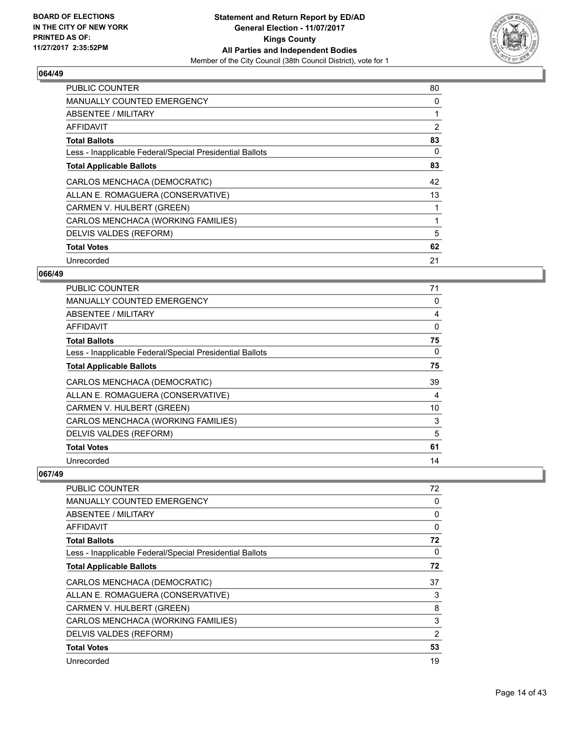**Statement and Return Report by ED/AD**
**General Election - 11/07/2017**
**Kings County**
**All Parties and Independent Bodies**
Member of the City Council (38th Council District), vote for 1

BOARD OF ELECTIONS IN THE CITY OF NEW YORK PRINTED AS OF: 11/27/2017 2:35:52PM

### 064/49

| | |
|---|---|
| PUBLIC COUNTER | 80 |
| MANUALLY COUNTED EMERGENCY | 0 |
| ABSENTEE / MILITARY | 1 |
| AFFIDAVIT | 2 |
| **Total Ballots** | **83** |
| Less - Inapplicable Federal/Special Presidential Ballots | 0 |
| **Total Applicable Ballots** | **83** |
| CARLOS MENCHACA (DEMOCRATIC) | 42 |
| ALLAN E. ROMAGUERA (CONSERVATIVE) | 13 |
| CARMEN V. HULBERT (GREEN) | 1 |
| CARLOS MENCHACA (WORKING FAMILIES) | 1 |
| DELVIS VALDES (REFORM) | 5 |
| **Total Votes** | **62** |
| Unrecorded | 21 |

### 066/49

| | |
|---|---|
| PUBLIC COUNTER | 71 |
| MANUALLY COUNTED EMERGENCY | 0 |
| ABSENTEE / MILITARY | 4 |
| AFFIDAVIT | 0 |
| **Total Ballots** | **75** |
| Less - Inapplicable Federal/Special Presidential Ballots | 0 |
| **Total Applicable Ballots** | **75** |
| CARLOS MENCHACA (DEMOCRATIC) | 39 |
| ALLAN E. ROMAGUERA (CONSERVATIVE) | 4 |
| CARMEN V. HULBERT (GREEN) | 10 |
| CARLOS MENCHACA (WORKING FAMILIES) | 3 |
| DELVIS VALDES (REFORM) | 5 |
| **Total Votes** | **61** |
| Unrecorded | 14 |

### 067/49

| | |
|---|---|
| PUBLIC COUNTER | 72 |
| MANUALLY COUNTED EMERGENCY | 0 |
| ABSENTEE / MILITARY | 0 |
| AFFIDAVIT | 0 |
| **Total Ballots** | **72** |
| Less - Inapplicable Federal/Special Presidential Ballots | 0 |
| **Total Applicable Ballots** | **72** |
| CARLOS MENCHACA (DEMOCRATIC) | 37 |
| ALLAN E. ROMAGUERA (CONSERVATIVE) | 3 |
| CARMEN V. HULBERT (GREEN) | 8 |
| CARLOS MENCHACA (WORKING FAMILIES) | 3 |
| DELVIS VALDES (REFORM) | 2 |
| **Total Votes** | **53** |
| Unrecorded | 19 |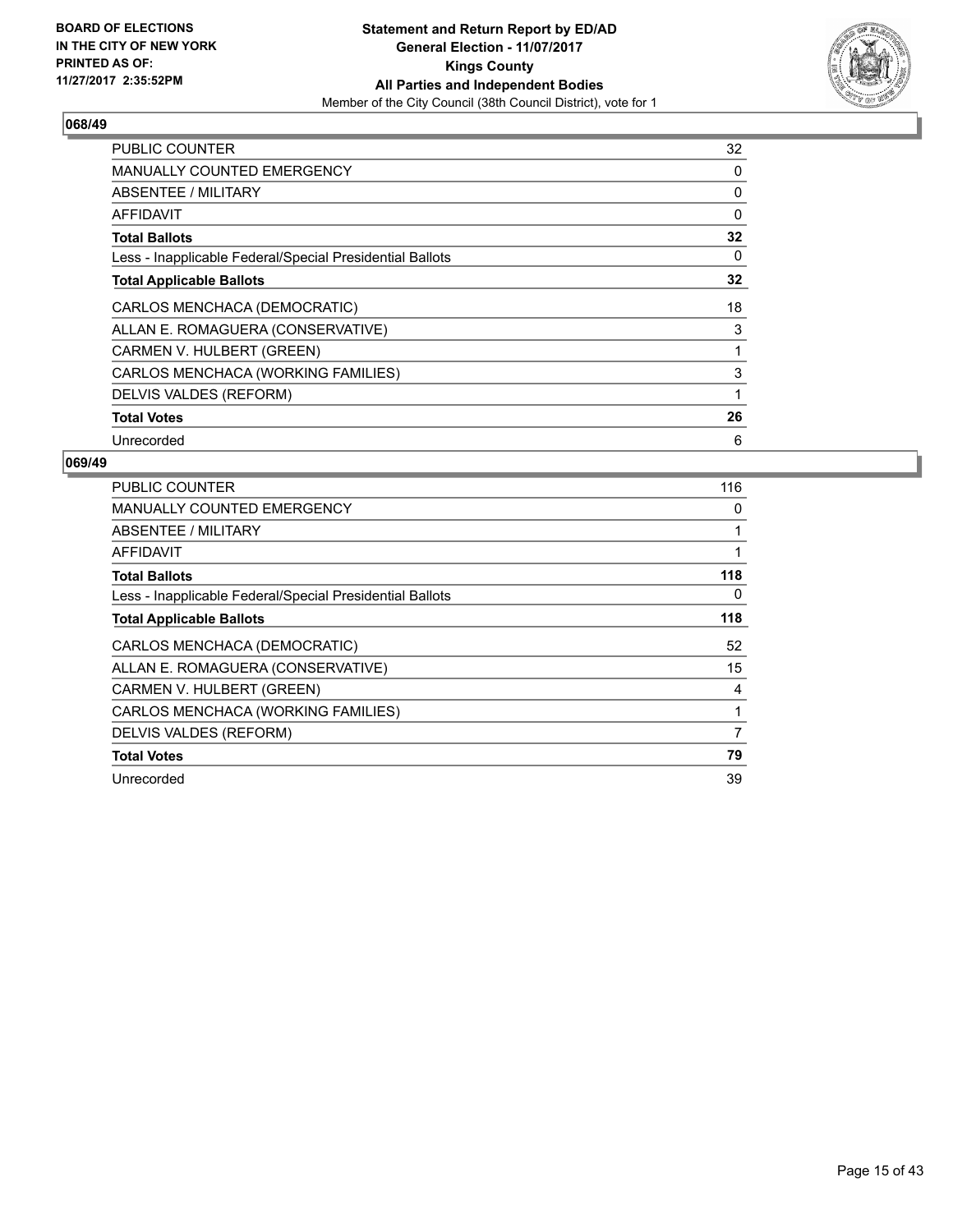**BOARD OF ELECTIONS IN THE CITY OF NEW YORK PRINTED AS OF: 11/27/2017 2:35:52PM**

**Statement and Return Report by ED/AD**
**General Election - 11/07/2017**
**Kings County**
**All Parties and Independent Bodies**
Member of the City Council (38th Council District), vote for 1

## 068/49

| | |
|---|---|
| PUBLIC COUNTER | 32 |
| MANUALLY COUNTED EMERGENCY | 0 |
| ABSENTEE / MILITARY | 0 |
| AFFIDAVIT | 0 |
| **Total Ballots** | **32** |
| Less - Inapplicable Federal/Special Presidential Ballots | 0 |
| **Total Applicable Ballots** | **32** |
| CARLOS MENCHACA (DEMOCRATIC) | 18 |
| ALLAN E. ROMAGUERA (CONSERVATIVE) | 3 |
| CARMEN V. HULBERT (GREEN) | 1 |
| CARLOS MENCHACA (WORKING FAMILIES) | 3 |
| DELVIS VALDES (REFORM) | 1 |
| **Total Votes** | **26** |
| Unrecorded | 6 |

## 069/49

| | |
|---|---|
| PUBLIC COUNTER | 116 |
| MANUALLY COUNTED EMERGENCY | 0 |
| ABSENTEE / MILITARY | 1 |
| AFFIDAVIT | 1 |
| **Total Ballots** | **118** |
| Less - Inapplicable Federal/Special Presidential Ballots | 0 |
| **Total Applicable Ballots** | **118** |
| CARLOS MENCHACA (DEMOCRATIC) | 52 |
| ALLAN E. ROMAGUERA (CONSERVATIVE) | 15 |
| CARMEN V. HULBERT (GREEN) | 4 |
| CARLOS MENCHACA (WORKING FAMILIES) | 1 |
| DELVIS VALDES (REFORM) | 7 |
| **Total Votes** | **79** |
| Unrecorded | 39 |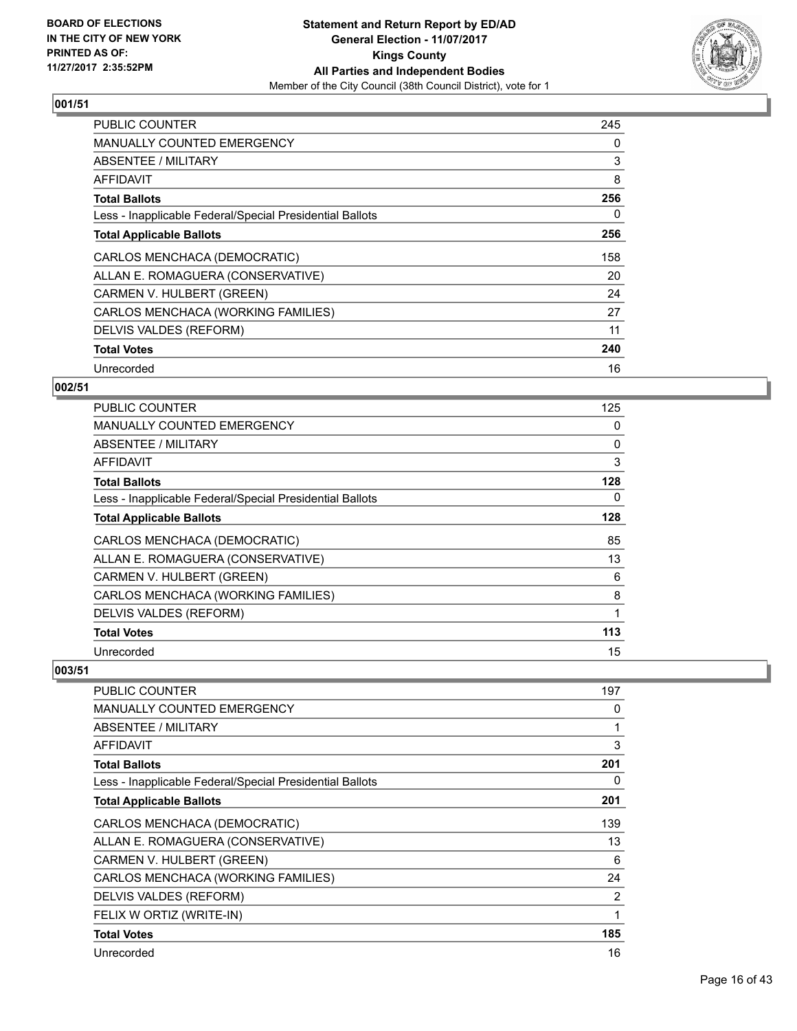**BOARD OF ELECTIONS IN THE CITY OF NEW YORK PRINTED AS OF: 11/27/2017 2:35:52PM**

# Statement and Return Report by ED/AD
## General Election - 11/07/2017
## Kings County
## All Parties and Independent Bodies
Member of the City Council (38th Council District), vote for 1

### 001/51

| | |
|---|---|
| PUBLIC COUNTER | 245 |
| MANUALLY COUNTED EMERGENCY | 0 |
| ABSENTEE / MILITARY | 3 |
| AFFIDAVIT | 8 |
| **Total Ballots** | **256** |
| Less - Inapplicable Federal/Special Presidential Ballots | 0 |
| **Total Applicable Ballots** | **256** |
| CARLOS MENCHACA (DEMOCRATIC) | 158 |
| ALLAN E. ROMAGUERA (CONSERVATIVE) | 20 |
| CARMEN V. HULBERT (GREEN) | 24 |
| CARLOS MENCHACA (WORKING FAMILIES) | 27 |
| DELVIS VALDES (REFORM) | 11 |
| **Total Votes** | **240** |
| Unrecorded | 16 |

### 002/51

| | |
|---|---|
| PUBLIC COUNTER | 125 |
| MANUALLY COUNTED EMERGENCY | 0 |
| ABSENTEE / MILITARY | 0 |
| AFFIDAVIT | 3 |
| **Total Ballots** | **128** |
| Less - Inapplicable Federal/Special Presidential Ballots | 0 |
| **Total Applicable Ballots** | **128** |
| CARLOS MENCHACA (DEMOCRATIC) | 85 |
| ALLAN E. ROMAGUERA (CONSERVATIVE) | 13 |
| CARMEN V. HULBERT (GREEN) | 6 |
| CARLOS MENCHACA (WORKING FAMILIES) | 8 |
| DELVIS VALDES (REFORM) | 1 |
| **Total Votes** | **113** |
| Unrecorded | 15 |

### 003/51

| | |
|---|---|
| PUBLIC COUNTER | 197 |
| MANUALLY COUNTED EMERGENCY | 0 |
| ABSENTEE / MILITARY | 1 |
| AFFIDAVIT | 3 |
| **Total Ballots** | **201** |
| Less - Inapplicable Federal/Special Presidential Ballots | 0 |
| **Total Applicable Ballots** | **201** |
| CARLOS MENCHACA (DEMOCRATIC) | 139 |
| ALLAN E. ROMAGUERA (CONSERVATIVE) | 13 |
| CARMEN V. HULBERT (GREEN) | 6 |
| CARLOS MENCHACA (WORKING FAMILIES) | 24 |
| DELVIS VALDES (REFORM) | 2 |
| FELIX W ORTIZ (WRITE-IN) | 1 |
| **Total Votes** | **185** |
| Unrecorded | 16 |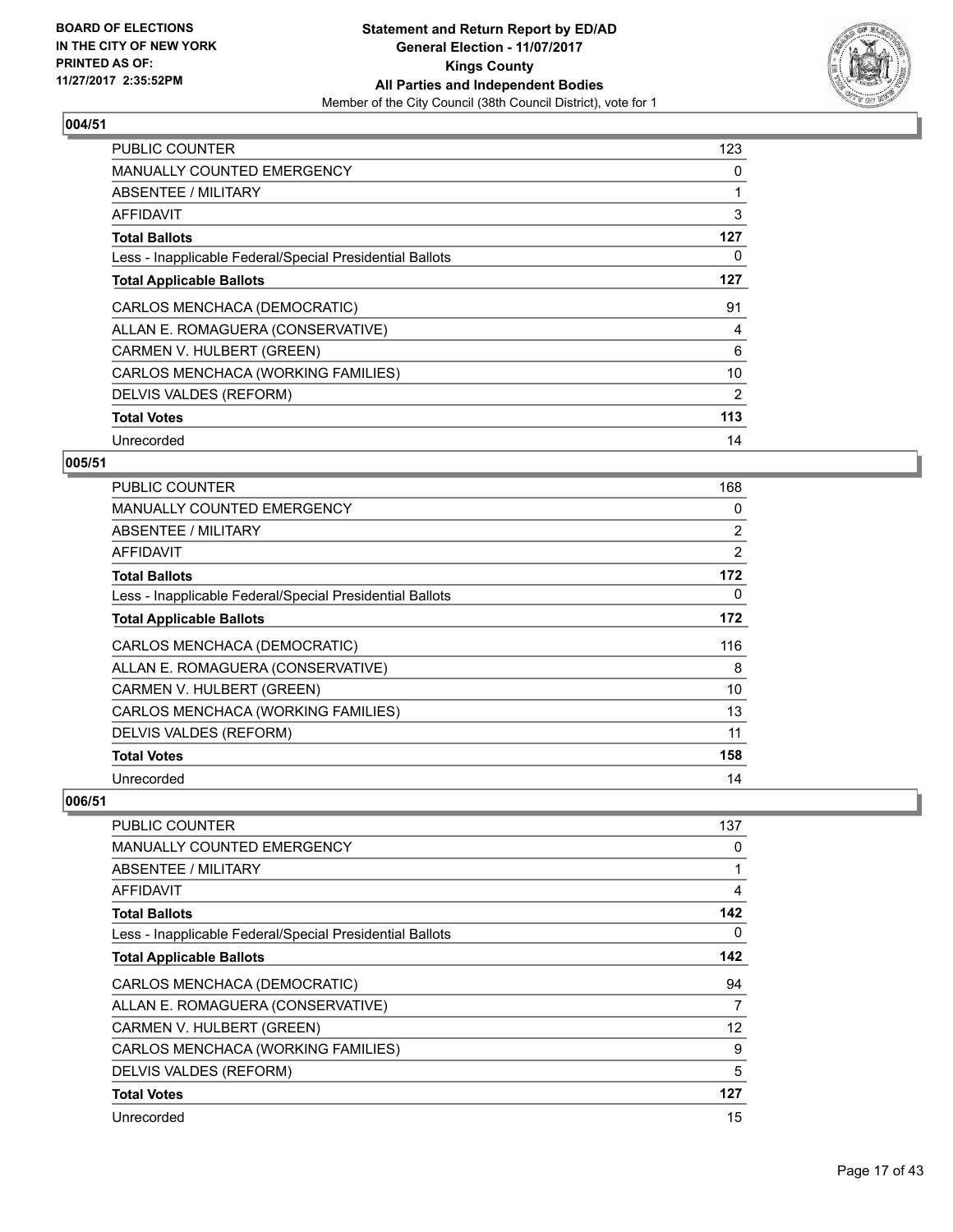## 004/51

| | |
|---|---|
| PUBLIC COUNTER | 123 |
| MANUALLY COUNTED EMERGENCY | 0 |
| ABSENTEE / MILITARY | 1 |
| AFFIDAVIT | 3 |
| **Total Ballots** | **127** |
| Less - Inapplicable Federal/Special Presidential Ballots | 0 |
| **Total Applicable Ballots** | **127** |
| CARLOS MENCHACA (DEMOCRATIC) | 91 |
| ALLAN E. ROMAGUERA (CONSERVATIVE) | 4 |
| CARMEN V. HULBERT (GREEN) | 6 |
| CARLOS MENCHACA (WORKING FAMILIES) | 10 |
| DELVIS VALDES (REFORM) | 2 |
| **Total Votes** | **113** |
| Unrecorded | 14 |

## 005/51

| | |
|---|---|
| PUBLIC COUNTER | 168 |
| MANUALLY COUNTED EMERGENCY | 0 |
| ABSENTEE / MILITARY | 2 |
| AFFIDAVIT | 2 |
| **Total Ballots** | **172** |
| Less - Inapplicable Federal/Special Presidential Ballots | 0 |
| **Total Applicable Ballots** | **172** |
| CARLOS MENCHACA (DEMOCRATIC) | 116 |
| ALLAN E. ROMAGUERA (CONSERVATIVE) | 8 |
| CARMEN V. HULBERT (GREEN) | 10 |
| CARLOS MENCHACA (WORKING FAMILIES) | 13 |
| DELVIS VALDES (REFORM) | 11 |
| **Total Votes** | **158** |
| Unrecorded | 14 |

## 006/51

| | |
|---|---|
| PUBLIC COUNTER | 137 |
| MANUALLY COUNTED EMERGENCY | 0 |
| ABSENTEE / MILITARY | 1 |
| AFFIDAVIT | 4 |
| **Total Ballots** | **142** |
| Less - Inapplicable Federal/Special Presidential Ballots | 0 |
| **Total Applicable Ballots** | **142** |
| CARLOS MENCHACA (DEMOCRATIC) | 94 |
| ALLAN E. ROMAGUERA (CONSERVATIVE) | 7 |
| CARMEN V. HULBERT (GREEN) | 12 |
| CARLOS MENCHACA (WORKING FAMILIES) | 9 |
| DELVIS VALDES (REFORM) | 5 |
| **Total Votes** | **127** |
| Unrecorded | 15 |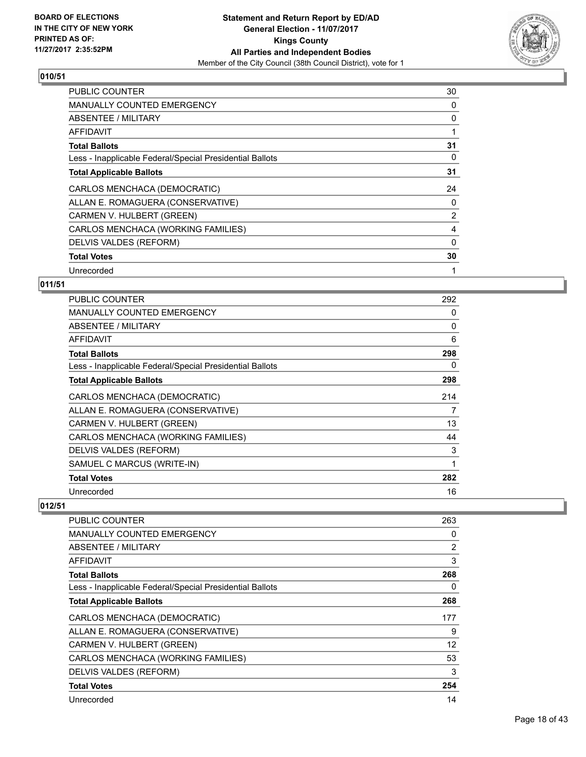**BOARD OF ELECTIONS IN THE CITY OF NEW YORK PRINTED AS OF: 11/27/2017 2:35:52PM**

**Statement and Return Report by ED/AD**
**General Election - 11/07/2017**
**Kings County**
**All Parties and Independent Bodies**
Member of the City Council (38th Council District), vote for 1

## 010/51

| | |
|---|---|
| PUBLIC COUNTER | 30 |
| MANUALLY COUNTED EMERGENCY | 0 |
| ABSENTEE / MILITARY | 0 |
| AFFIDAVIT | 1 |
| **Total Ballots** | **31** |
| Less - Inapplicable Federal/Special Presidential Ballots | 0 |
| **Total Applicable Ballots** | **31** |
| CARLOS MENCHACA (DEMOCRATIC) | 24 |
| ALLAN E. ROMAGUERA (CONSERVATIVE) | 0 |
| CARMEN V. HULBERT (GREEN) | 2 |
| CARLOS MENCHACA (WORKING FAMILIES) | 4 |
| DELVIS VALDES (REFORM) | 0 |
| **Total Votes** | **30** |
| Unrecorded | 1 |

## 011/51

| | |
|---|---|
| PUBLIC COUNTER | 292 |
| MANUALLY COUNTED EMERGENCY | 0 |
| ABSENTEE / MILITARY | 0 |
| AFFIDAVIT | 6 |
| **Total Ballots** | **298** |
| Less - Inapplicable Federal/Special Presidential Ballots | 0 |
| **Total Applicable Ballots** | **298** |
| CARLOS MENCHACA (DEMOCRATIC) | 214 |
| ALLAN E. ROMAGUERA (CONSERVATIVE) | 7 |
| CARMEN V. HULBERT (GREEN) | 13 |
| CARLOS MENCHACA (WORKING FAMILIES) | 44 |
| DELVIS VALDES (REFORM) | 3 |
| SAMUEL C MARCUS (WRITE-IN) | 1 |
| **Total Votes** | **282** |
| Unrecorded | 16 |

## 012/51

| | |
|---|---|
| PUBLIC COUNTER | 263 |
| MANUALLY COUNTED EMERGENCY | 0 |
| ABSENTEE / MILITARY | 2 |
| AFFIDAVIT | 3 |
| **Total Ballots** | **268** |
| Less - Inapplicable Federal/Special Presidential Ballots | 0 |
| **Total Applicable Ballots** | **268** |
| CARLOS MENCHACA (DEMOCRATIC) | 177 |
| ALLAN E. ROMAGUERA (CONSERVATIVE) | 9 |
| CARMEN V. HULBERT (GREEN) | 12 |
| CARLOS MENCHACA (WORKING FAMILIES) | 53 |
| DELVIS VALDES (REFORM) | 3 |
| **Total Votes** | **254** |
| Unrecorded | 14 |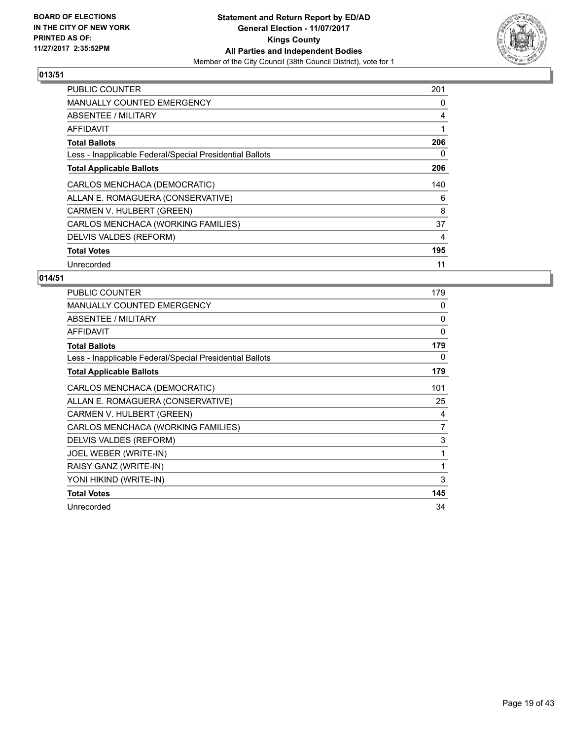BOARD OF ELECTIONS
IN THE CITY OF NEW YORK
PRINTED AS OF:
11/27/2017 2:35:52PM

**Statement and Return Report by ED/AD**
**General Election - 11/07/2017**
**Kings County**
**All Parties and Independent Bodies**
Member of the City Council (38th Council District), vote for 1

## 013/51

| | |
|---|---|
| PUBLIC COUNTER | 201 |
| MANUALLY COUNTED EMERGENCY | 0 |
| ABSENTEE / MILITARY | 4 |
| AFFIDAVIT | 1 |
| **Total Ballots** | **206** |
| Less - Inapplicable Federal/Special Presidential Ballots | 0 |
| **Total Applicable Ballots** | **206** |
| CARLOS MENCHACA (DEMOCRATIC) | 140 |
| ALLAN E. ROMAGUERA (CONSERVATIVE) | 6 |
| CARMEN V. HULBERT (GREEN) | 8 |
| CARLOS MENCHACA (WORKING FAMILIES) | 37 |
| DELVIS VALDES (REFORM) | 4 |
| **Total Votes** | **195** |
| Unrecorded | 11 |

## 014/51

| | |
|---|---|
| PUBLIC COUNTER | 179 |
| MANUALLY COUNTED EMERGENCY | 0 |
| ABSENTEE / MILITARY | 0 |
| AFFIDAVIT | 0 |
| **Total Ballots** | **179** |
| Less - Inapplicable Federal/Special Presidential Ballots | 0 |
| **Total Applicable Ballots** | **179** |
| CARLOS MENCHACA (DEMOCRATIC) | 101 |
| ALLAN E. ROMAGUERA (CONSERVATIVE) | 25 |
| CARMEN V. HULBERT (GREEN) | 4 |
| CARLOS MENCHACA (WORKING FAMILIES) | 7 |
| DELVIS VALDES (REFORM) | 3 |
| JOEL WEBER (WRITE-IN) | 1 |
| RAISY GANZ (WRITE-IN) | 1 |
| YONI HIKIND (WRITE-IN) | 3 |
| **Total Votes** | **145** |
| Unrecorded | 34 |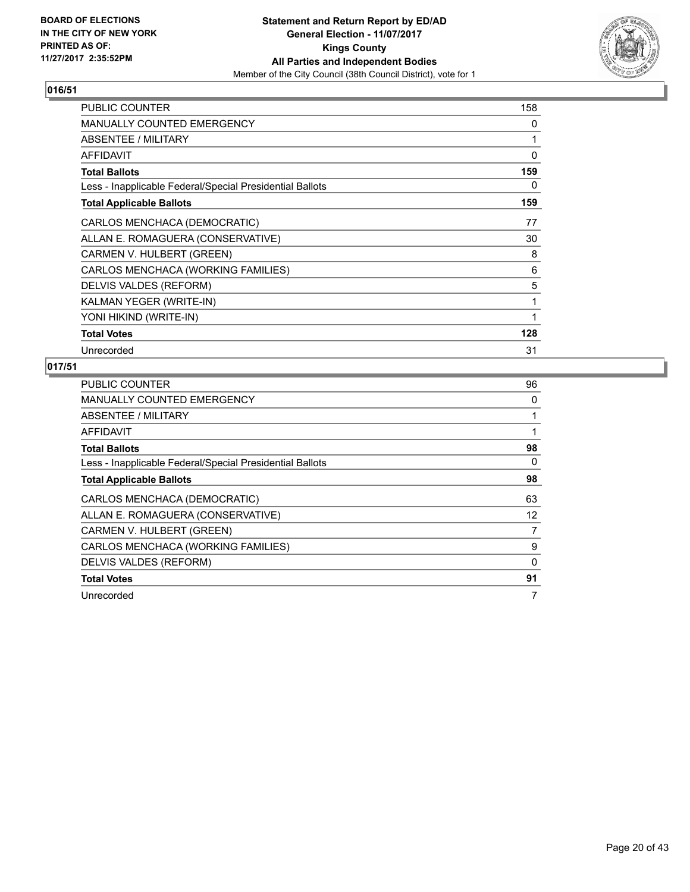## 016/51

| | |
|---|---|
| PUBLIC COUNTER | 158 |
| MANUALLY COUNTED EMERGENCY | 0 |
| ABSENTEE / MILITARY | 1 |
| AFFIDAVIT | 0 |
| **Total Ballots** | **159** |
| Less - Inapplicable Federal/Special Presidential Ballots | 0 |
| **Total Applicable Ballots** | **159** |
| CARLOS MENCHACA (DEMOCRATIC) | 77 |
| ALLAN E. ROMAGUERA (CONSERVATIVE) | 30 |
| CARMEN V. HULBERT (GREEN) | 8 |
| CARLOS MENCHACA (WORKING FAMILIES) | 6 |
| DELVIS VALDES (REFORM) | 5 |
| KALMAN YEGER (WRITE-IN) | 1 |
| YONI HIKIND (WRITE-IN) | 1 |
| **Total Votes** | **128** |
| Unrecorded | 31 |

## 017/51

| | |
|---|---|
| PUBLIC COUNTER | 96 |
| MANUALLY COUNTED EMERGENCY | 0 |
| ABSENTEE / MILITARY | 1 |
| AFFIDAVIT | 1 |
| **Total Ballots** | **98** |
| Less - Inapplicable Federal/Special Presidential Ballots | 0 |
| **Total Applicable Ballots** | **98** |
| CARLOS MENCHACA (DEMOCRATIC) | 63 |
| ALLAN E. ROMAGUERA (CONSERVATIVE) | 12 |
| CARMEN V. HULBERT (GREEN) | 7 |
| CARLOS MENCHACA (WORKING FAMILIES) | 9 |
| DELVIS VALDES (REFORM) | 0 |
| **Total Votes** | **91** |
| Unrecorded | 7 |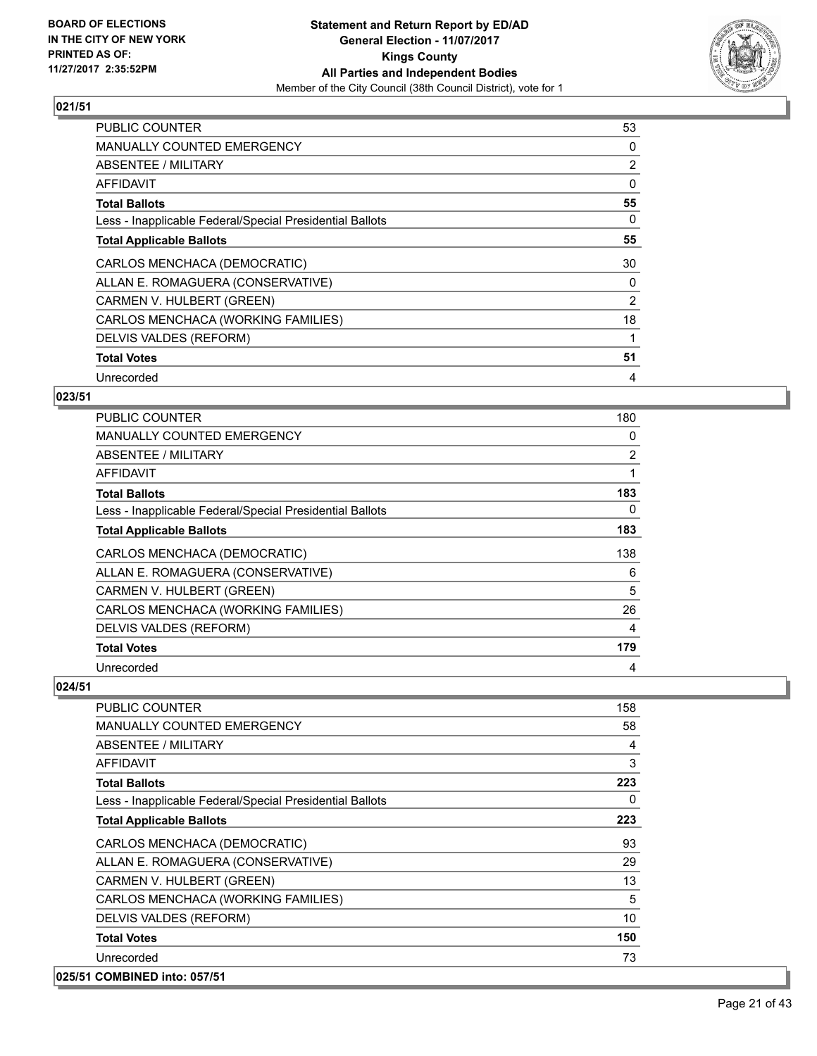## 021/51

| | |
|---|---|
| PUBLIC COUNTER | 53 |
| MANUALLY COUNTED EMERGENCY | 0 |
| ABSENTEE / MILITARY | 2 |
| AFFIDAVIT | 0 |
| **Total Ballots** | **55** |
| Less - Inapplicable Federal/Special Presidential Ballots | 0 |
| **Total Applicable Ballots** | **55** |
| CARLOS MENCHACA (DEMOCRATIC) | 30 |
| ALLAN E. ROMAGUERA (CONSERVATIVE) | 0 |
| CARMEN V. HULBERT (GREEN) | 2 |
| CARLOS MENCHACA (WORKING FAMILIES) | 18 |
| DELVIS VALDES (REFORM) | 1 |
| **Total Votes** | **51** |
| Unrecorded | 4 |

## 023/51

| | |
|---|---|
| PUBLIC COUNTER | 180 |
| MANUALLY COUNTED EMERGENCY | 0 |
| ABSENTEE / MILITARY | 2 |
| AFFIDAVIT | 1 |
| **Total Ballots** | **183** |
| Less - Inapplicable Federal/Special Presidential Ballots | 0 |
| **Total Applicable Ballots** | **183** |
| CARLOS MENCHACA (DEMOCRATIC) | 138 |
| ALLAN E. ROMAGUERA (CONSERVATIVE) | 6 |
| CARMEN V. HULBERT (GREEN) | 5 |
| CARLOS MENCHACA (WORKING FAMILIES) | 26 |
| DELVIS VALDES (REFORM) | 4 |
| **Total Votes** | **179** |
| Unrecorded | 4 |

## 024/51

| | |
|---|---|
| PUBLIC COUNTER | 158 |
| MANUALLY COUNTED EMERGENCY | 58 |
| ABSENTEE / MILITARY | 4 |
| AFFIDAVIT | 3 |
| **Total Ballots** | **223** |
| Less - Inapplicable Federal/Special Presidential Ballots | 0 |
| **Total Applicable Ballots** | **223** |
| CARLOS MENCHACA (DEMOCRATIC) | 93 |
| ALLAN E. ROMAGUERA (CONSERVATIVE) | 29 |
| CARMEN V. HULBERT (GREEN) | 13 |
| CARLOS MENCHACA (WORKING FAMILIES) | 5 |
| DELVIS VALDES (REFORM) | 10 |
| **Total Votes** | **150** |
| Unrecorded | 73 |

## 025/51 COMBINED into: 057/51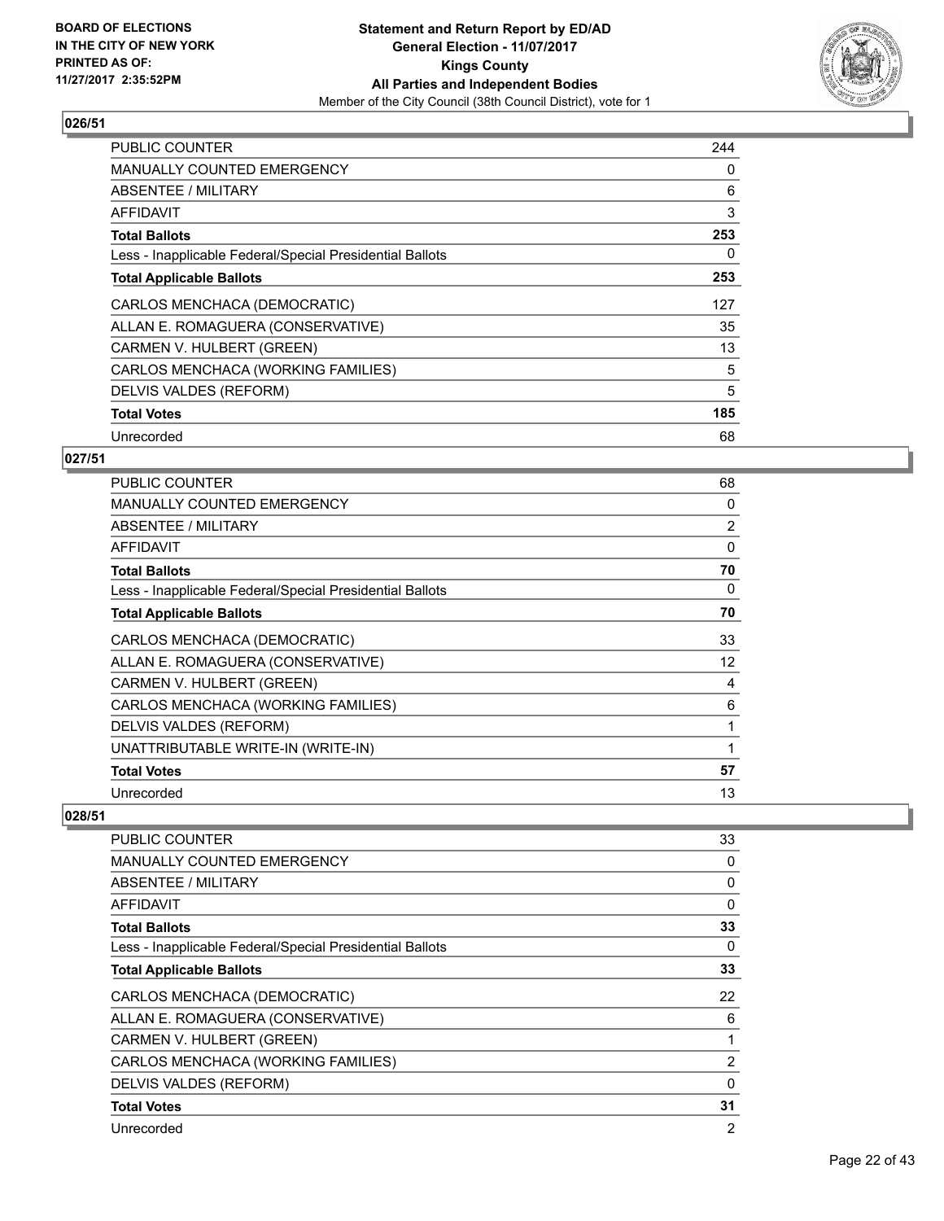## 026/51

| | |
|---|---|
| PUBLIC COUNTER | 244 |
| MANUALLY COUNTED EMERGENCY | 0 |
| ABSENTEE / MILITARY | 6 |
| AFFIDAVIT | 3 |
| **Total Ballots** | **253** |
| Less - Inapplicable Federal/Special Presidential Ballots | 0 |
| **Total Applicable Ballots** | **253** |
| CARLOS MENCHACA (DEMOCRATIC) | 127 |
| ALLAN E. ROMAGUERA (CONSERVATIVE) | 35 |
| CARMEN V. HULBERT (GREEN) | 13 |
| CARLOS MENCHACA (WORKING FAMILIES) | 5 |
| DELVIS VALDES (REFORM) | 5 |
| **Total Votes** | **185** |
| Unrecorded | 68 |

## 027/51

| | |
|---|---|
| PUBLIC COUNTER | 68 |
| MANUALLY COUNTED EMERGENCY | 0 |
| ABSENTEE / MILITARY | 2 |
| AFFIDAVIT | 0 |
| **Total Ballots** | **70** |
| Less - Inapplicable Federal/Special Presidential Ballots | 0 |
| **Total Applicable Ballots** | **70** |
| CARLOS MENCHACA (DEMOCRATIC) | 33 |
| ALLAN E. ROMAGUERA (CONSERVATIVE) | 12 |
| CARMEN V. HULBERT (GREEN) | 4 |
| CARLOS MENCHACA (WORKING FAMILIES) | 6 |
| DELVIS VALDES (REFORM) | 1 |
| UNATTRIBUTABLE WRITE-IN (WRITE-IN) | 1 |
| **Total Votes** | **57** |
| Unrecorded | 13 |

## 028/51

| | |
|---|---|
| PUBLIC COUNTER | 33 |
| MANUALLY COUNTED EMERGENCY | 0 |
| ABSENTEE / MILITARY | 0 |
| AFFIDAVIT | 0 |
| **Total Ballots** | **33** |
| Less - Inapplicable Federal/Special Presidential Ballots | 0 |
| **Total Applicable Ballots** | **33** |
| CARLOS MENCHACA (DEMOCRATIC) | 22 |
| ALLAN E. ROMAGUERA (CONSERVATIVE) | 6 |
| CARMEN V. HULBERT (GREEN) | 1 |
| CARLOS MENCHACA (WORKING FAMILIES) | 2 |
| DELVIS VALDES (REFORM) | 0 |
| **Total Votes** | **31** |
| Unrecorded | 2 |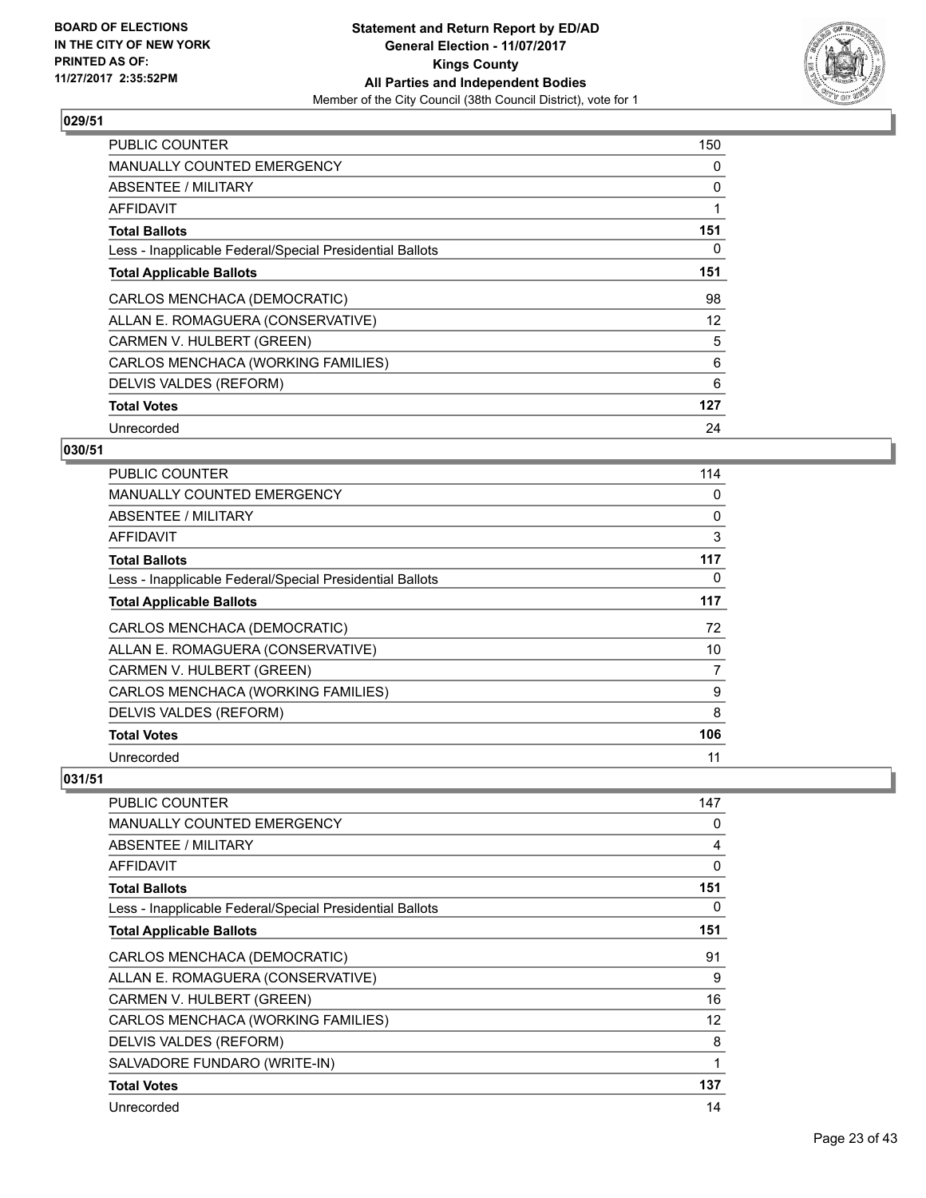## 029/51

| | |
|---|---|
| PUBLIC COUNTER | 150 |
| MANUALLY COUNTED EMERGENCY | 0 |
| ABSENTEE / MILITARY | 0 |
| AFFIDAVIT | 1 |
| **Total Ballots** | **151** |
| Less - Inapplicable Federal/Special Presidential Ballots | 0 |
| **Total Applicable Ballots** | **151** |
| CARLOS MENCHACA (DEMOCRATIC) | 98 |
| ALLAN E. ROMAGUERA (CONSERVATIVE) | 12 |
| CARMEN V. HULBERT (GREEN) | 5 |
| CARLOS MENCHACA (WORKING FAMILIES) | 6 |
| DELVIS VALDES (REFORM) | 6 |
| **Total Votes** | **127** |
| Unrecorded | 24 |

## 030/51

| | |
|---|---|
| PUBLIC COUNTER | 114 |
| MANUALLY COUNTED EMERGENCY | 0 |
| ABSENTEE / MILITARY | 0 |
| AFFIDAVIT | 3 |
| **Total Ballots** | **117** |
| Less - Inapplicable Federal/Special Presidential Ballots | 0 |
| **Total Applicable Ballots** | **117** |
| CARLOS MENCHACA (DEMOCRATIC) | 72 |
| ALLAN E. ROMAGUERA (CONSERVATIVE) | 10 |
| CARMEN V. HULBERT (GREEN) | 7 |
| CARLOS MENCHACA (WORKING FAMILIES) | 9 |
| DELVIS VALDES (REFORM) | 8 |
| **Total Votes** | **106** |
| Unrecorded | 11 |

## 031/51

| | |
|---|---|
| PUBLIC COUNTER | 147 |
| MANUALLY COUNTED EMERGENCY | 0 |
| ABSENTEE / MILITARY | 4 |
| AFFIDAVIT | 0 |
| **Total Ballots** | **151** |
| Less - Inapplicable Federal/Special Presidential Ballots | 0 |
| **Total Applicable Ballots** | **151** |
| CARLOS MENCHACA (DEMOCRATIC) | 91 |
| ALLAN E. ROMAGUERA (CONSERVATIVE) | 9 |
| CARMEN V. HULBERT (GREEN) | 16 |
| CARLOS MENCHACA (WORKING FAMILIES) | 12 |
| DELVIS VALDES (REFORM) | 8 |
| SALVADORE FUNDARO (WRITE-IN) | 1 |
| **Total Votes** | **137** |
| Unrecorded | 14 |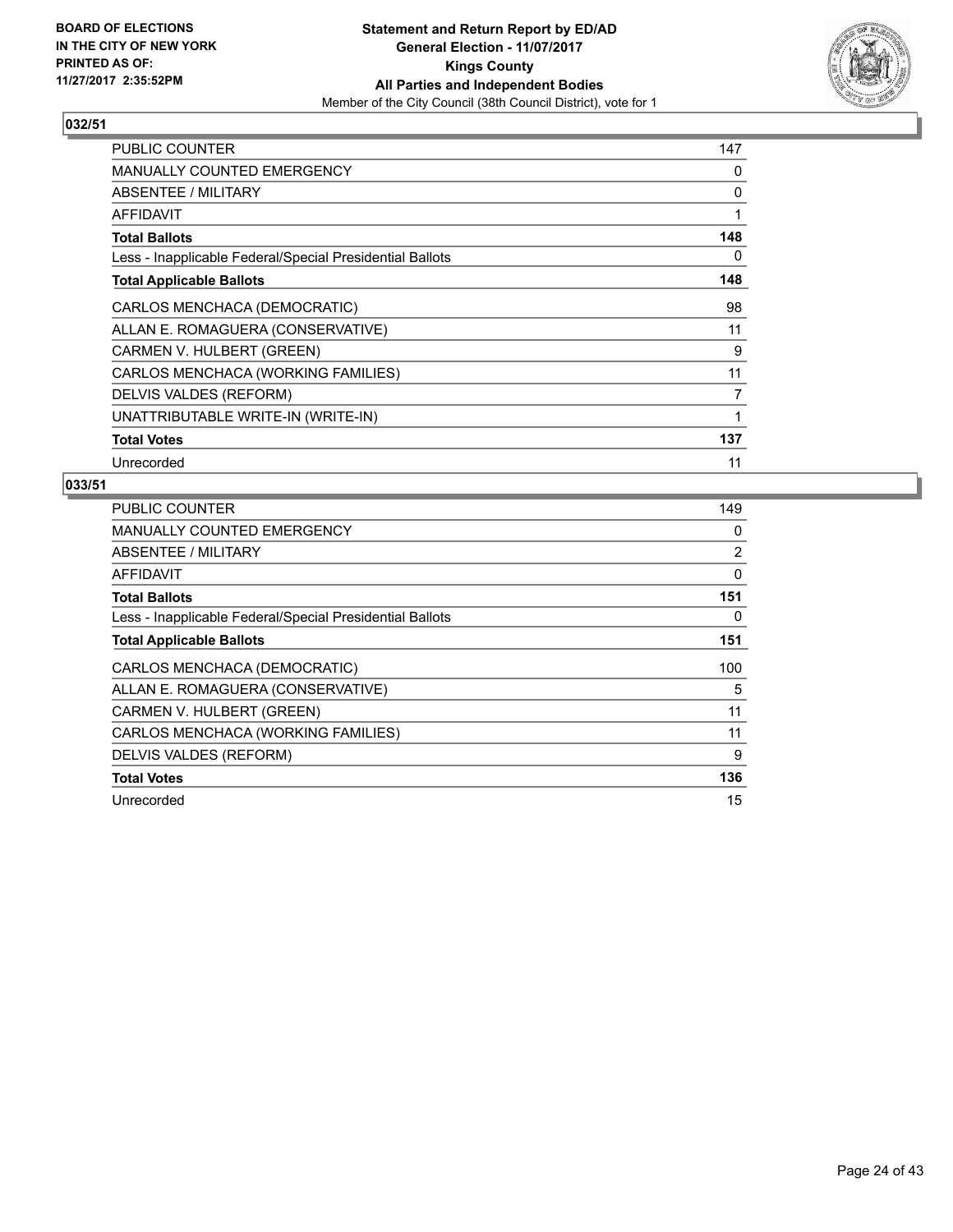BOARD OF ELECTIONS
IN THE CITY OF NEW YORK
PRINTED AS OF:
11/27/2017 2:35:52PM

**Statement and Return Report by ED/AD**
**General Election - 11/07/2017**
**Kings County**
**All Parties and Independent Bodies**
Member of the City Council (38th Council District), vote for 1

## 032/51

| | |
|---|---|
| PUBLIC COUNTER | 147 |
| MANUALLY COUNTED EMERGENCY | 0 |
| ABSENTEE / MILITARY | 0 |
| AFFIDAVIT | 1 |
| **Total Ballots** | **148** |
| Less - Inapplicable Federal/Special Presidential Ballots | 0 |
| **Total Applicable Ballots** | **148** |
| CARLOS MENCHACA (DEMOCRATIC) | 98 |
| ALLAN E. ROMAGUERA (CONSERVATIVE) | 11 |
| CARMEN V. HULBERT (GREEN) | 9 |
| CARLOS MENCHACA (WORKING FAMILIES) | 11 |
| DELVIS VALDES (REFORM) | 7 |
| UNATTRIBUTABLE WRITE-IN (WRITE-IN) | 1 |
| **Total Votes** | **137** |
| Unrecorded | 11 |

## 033/51

| | |
|---|---|
| PUBLIC COUNTER | 149 |
| MANUALLY COUNTED EMERGENCY | 0 |
| ABSENTEE / MILITARY | 2 |
| AFFIDAVIT | 0 |
| **Total Ballots** | **151** |
| Less - Inapplicable Federal/Special Presidential Ballots | 0 |
| **Total Applicable Ballots** | **151** |
| CARLOS MENCHACA (DEMOCRATIC) | 100 |
| ALLAN E. ROMAGUERA (CONSERVATIVE) | 5 |
| CARMEN V. HULBERT (GREEN) | 11 |
| CARLOS MENCHACA (WORKING FAMILIES) | 11 |
| DELVIS VALDES (REFORM) | 9 |
| **Total Votes** | **136** |
| Unrecorded | 15 |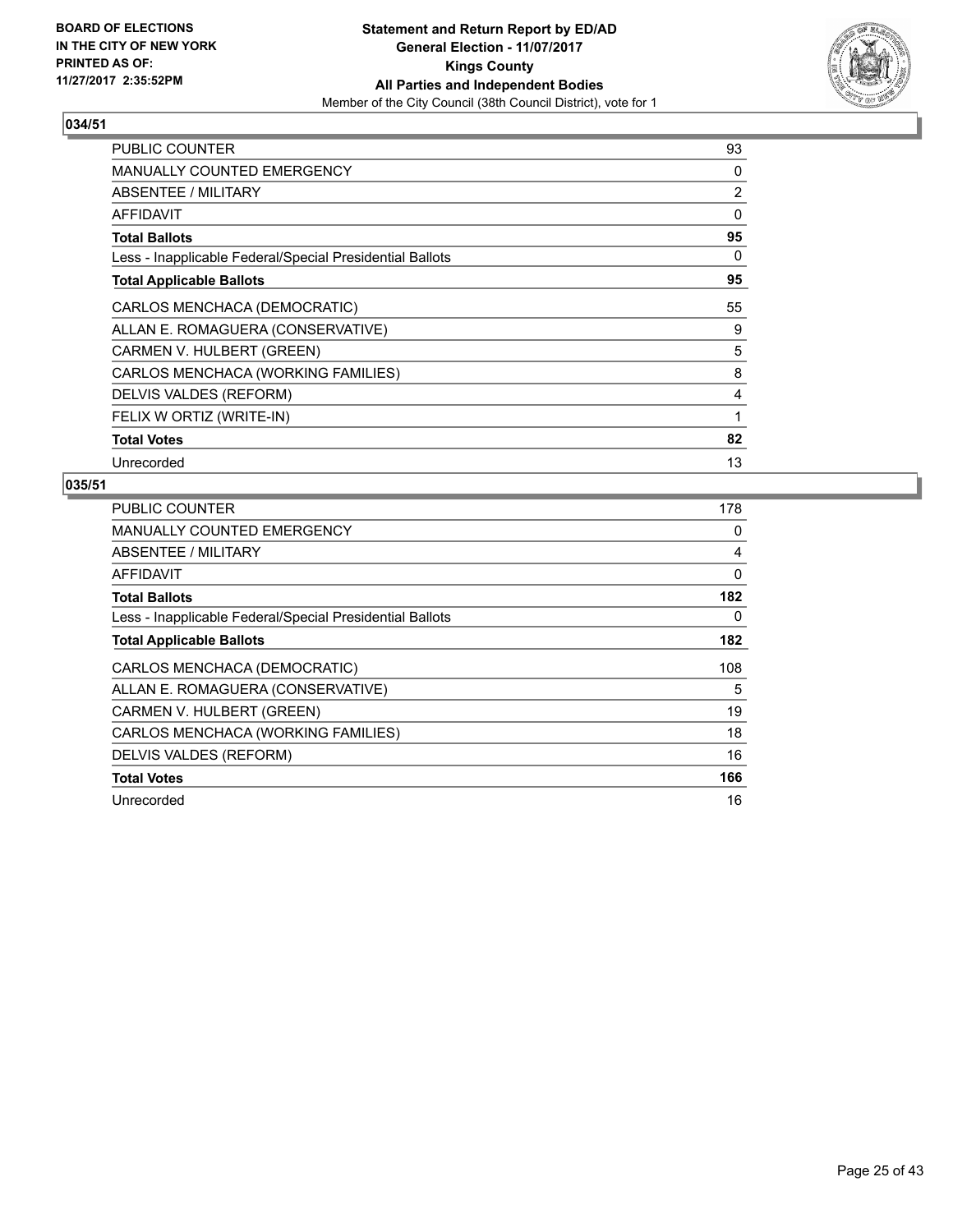BOARD OF ELECTIONS
IN THE CITY OF NEW YORK
PRINTED AS OF:
11/27/2017 2:35:52PM

**Statement and Return Report by ED/AD**
**General Election - 11/07/2017**
**Kings County**
**All Parties and Independent Bodies**
Member of the City Council (38th Council District), vote for 1

## 034/51

| | |
|---|---|
| PUBLIC COUNTER | 93 |
| MANUALLY COUNTED EMERGENCY | 0 |
| ABSENTEE / MILITARY | 2 |
| AFFIDAVIT | 0 |
| **Total Ballots** | **95** |
| Less - Inapplicable Federal/Special Presidential Ballots | 0 |
| **Total Applicable Ballots** | **95** |
| CARLOS MENCHACA (DEMOCRATIC) | 55 |
| ALLAN E. ROMAGUERA (CONSERVATIVE) | 9 |
| CARMEN V. HULBERT (GREEN) | 5 |
| CARLOS MENCHACA (WORKING FAMILIES) | 8 |
| DELVIS VALDES (REFORM) | 4 |
| FELIX W ORTIZ (WRITE-IN) | 1 |
| **Total Votes** | **82** |
| Unrecorded | 13 |

## 035/51

| | |
|---|---|
| PUBLIC COUNTER | 178 |
| MANUALLY COUNTED EMERGENCY | 0 |
| ABSENTEE / MILITARY | 4 |
| AFFIDAVIT | 0 |
| **Total Ballots** | **182** |
| Less - Inapplicable Federal/Special Presidential Ballots | 0 |
| **Total Applicable Ballots** | **182** |
| CARLOS MENCHACA (DEMOCRATIC) | 108 |
| ALLAN E. ROMAGUERA (CONSERVATIVE) | 5 |
| CARMEN V. HULBERT (GREEN) | 19 |
| CARLOS MENCHACA (WORKING FAMILIES) | 18 |
| DELVIS VALDES (REFORM) | 16 |
| **Total Votes** | **166** |
| Unrecorded | 16 |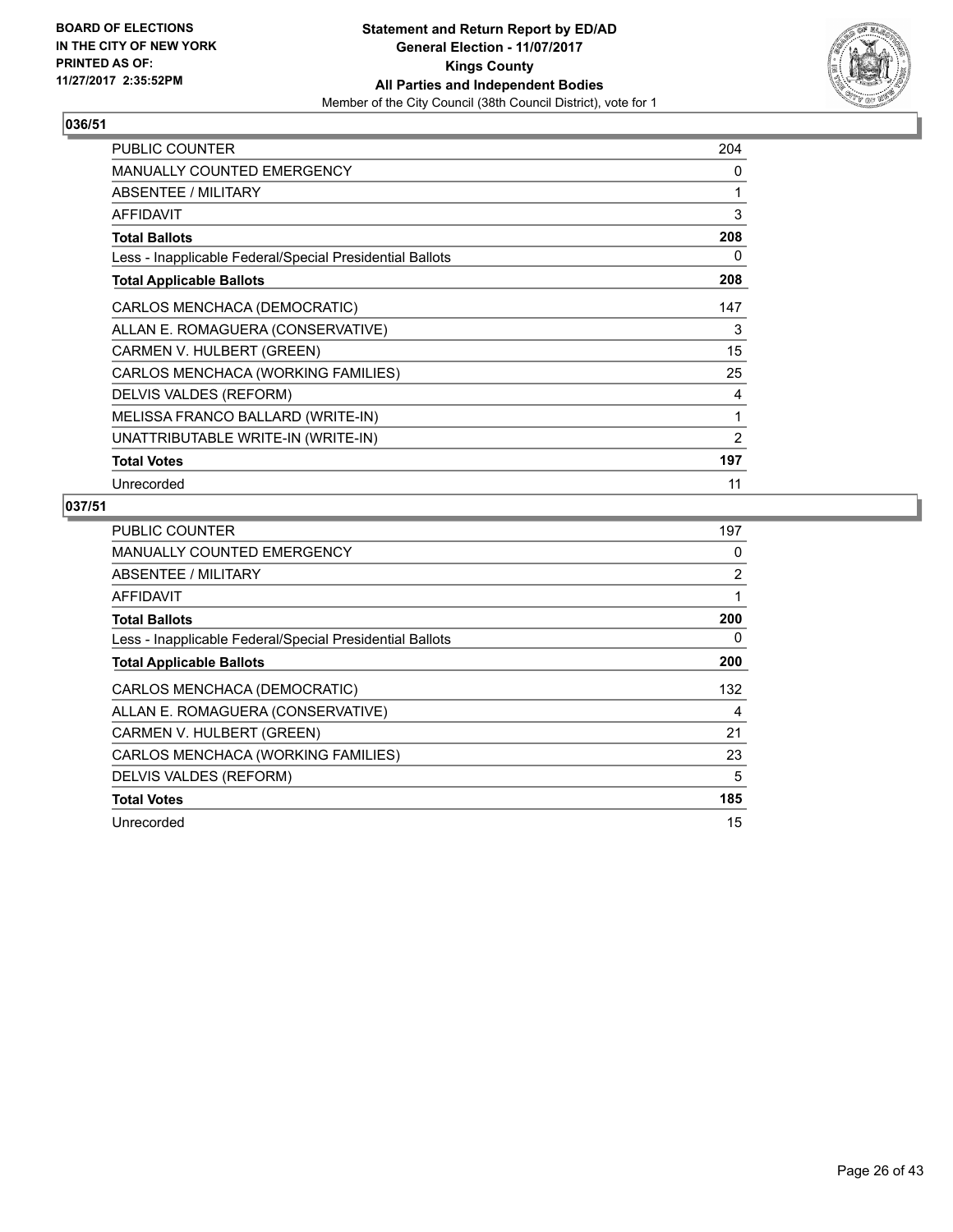BOARD OF ELECTIONS
IN THE CITY OF NEW YORK
PRINTED AS OF:
11/27/2017 2:35:52PM

**Statement and Return Report by ED/AD**
**General Election - 11/07/2017**
**Kings County**
**All Parties and Independent Bodies**
Member of the City Council (38th Council District), vote for 1

### 036/51

| | |
|---|---|
| PUBLIC COUNTER | 204 |
| MANUALLY COUNTED EMERGENCY | 0 |
| ABSENTEE / MILITARY | 1 |
| AFFIDAVIT | 3 |
| **Total Ballots** | **208** |
| Less - Inapplicable Federal/Special Presidential Ballots | 0 |
| **Total Applicable Ballots** | **208** |
| CARLOS MENCHACA (DEMOCRATIC) | 147 |
| ALLAN E. ROMAGUERA (CONSERVATIVE) | 3 |
| CARMEN V. HULBERT (GREEN) | 15 |
| CARLOS MENCHACA (WORKING FAMILIES) | 25 |
| DELVIS VALDES (REFORM) | 4 |
| MELISSA FRANCO BALLARD (WRITE-IN) | 1 |
| UNATTRIBUTABLE WRITE-IN (WRITE-IN) | 2 |
| **Total Votes** | **197** |
| Unrecorded | 11 |

### 037/51

| | |
|---|---|
| PUBLIC COUNTER | 197 |
| MANUALLY COUNTED EMERGENCY | 0 |
| ABSENTEE / MILITARY | 2 |
| AFFIDAVIT | 1 |
| **Total Ballots** | **200** |
| Less - Inapplicable Federal/Special Presidential Ballots | 0 |
| **Total Applicable Ballots** | **200** |
| CARLOS MENCHACA (DEMOCRATIC) | 132 |
| ALLAN E. ROMAGUERA (CONSERVATIVE) | 4 |
| CARMEN V. HULBERT (GREEN) | 21 |
| CARLOS MENCHACA (WORKING FAMILIES) | 23 |
| DELVIS VALDES (REFORM) | 5 |
| **Total Votes** | **185** |
| Unrecorded | 15 |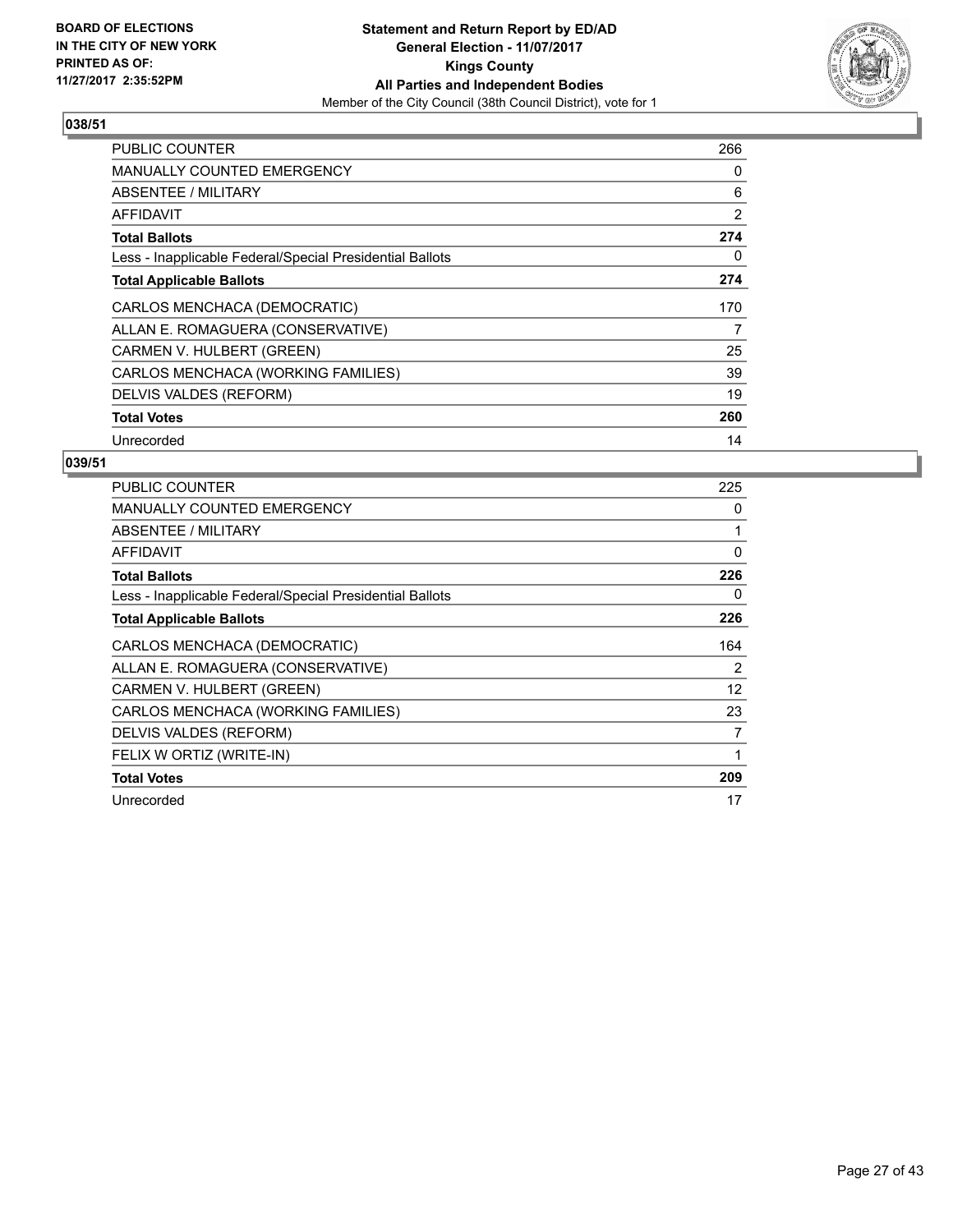BOARD OF ELECTIONS
IN THE CITY OF NEW YORK
PRINTED AS OF:
11/27/2017 2:35:52PM

**Statement and Return Report by ED/AD**
**General Election - 11/07/2017**
**Kings County**
**All Parties and Independent Bodies**
Member of the City Council (38th Council District), vote for 1

## 038/51

| | |
|---|---|
| PUBLIC COUNTER | 266 |
| MANUALLY COUNTED EMERGENCY | 0 |
| ABSENTEE / MILITARY | 6 |
| AFFIDAVIT | 2 |
| **Total Ballots** | **274** |
| Less - Inapplicable Federal/Special Presidential Ballots | 0 |
| **Total Applicable Ballots** | **274** |
| CARLOS MENCHACA (DEMOCRATIC) | 170 |
| ALLAN E. ROMAGUERA (CONSERVATIVE) | 7 |
| CARMEN V. HULBERT (GREEN) | 25 |
| CARLOS MENCHACA (WORKING FAMILIES) | 39 |
| DELVIS VALDES (REFORM) | 19 |
| **Total Votes** | **260** |
| Unrecorded | 14 |

## 039/51

| | |
|---|---|
| PUBLIC COUNTER | 225 |
| MANUALLY COUNTED EMERGENCY | 0 |
| ABSENTEE / MILITARY | 1 |
| AFFIDAVIT | 0 |
| **Total Ballots** | **226** |
| Less - Inapplicable Federal/Special Presidential Ballots | 0 |
| **Total Applicable Ballots** | **226** |
| CARLOS MENCHACA (DEMOCRATIC) | 164 |
| ALLAN E. ROMAGUERA (CONSERVATIVE) | 2 |
| CARMEN V. HULBERT (GREEN) | 12 |
| CARLOS MENCHACA (WORKING FAMILIES) | 23 |
| DELVIS VALDES (REFORM) | 7 |
| FELIX W ORTIZ (WRITE-IN) | 1 |
| **Total Votes** | **209** |
| Unrecorded | 17 |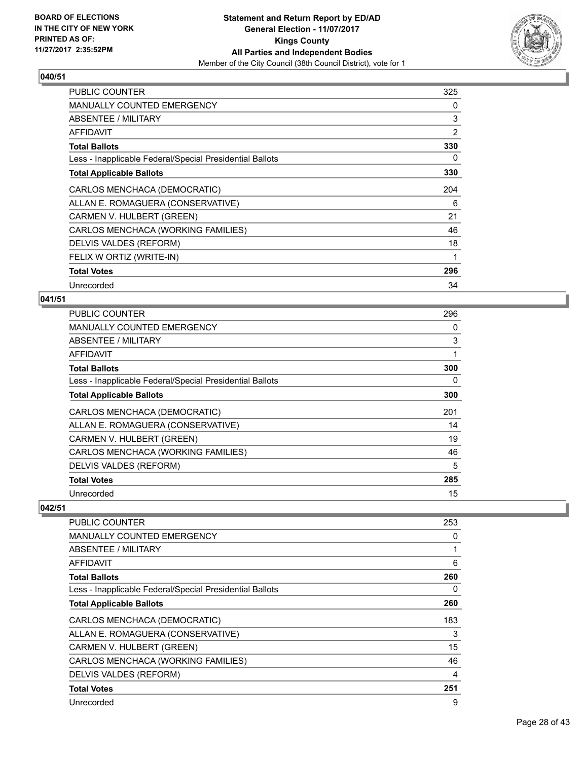## 040/51

| | |
|---|---|
| PUBLIC COUNTER | 325 |
| MANUALLY COUNTED EMERGENCY | 0 |
| ABSENTEE / MILITARY | 3 |
| AFFIDAVIT | 2 |
| **Total Ballots** | **330** |
| Less - Inapplicable Federal/Special Presidential Ballots | 0 |
| **Total Applicable Ballots** | **330** |
| CARLOS MENCHACA (DEMOCRATIC) | 204 |
| ALLAN E. ROMAGUERA (CONSERVATIVE) | 6 |
| CARMEN V. HULBERT (GREEN) | 21 |
| CARLOS MENCHACA (WORKING FAMILIES) | 46 |
| DELVIS VALDES (REFORM) | 18 |
| FELIX W ORTIZ (WRITE-IN) | 1 |
| **Total Votes** | **296** |
| Unrecorded | 34 |

## 041/51

| | |
|---|---|
| PUBLIC COUNTER | 296 |
| MANUALLY COUNTED EMERGENCY | 0 |
| ABSENTEE / MILITARY | 3 |
| AFFIDAVIT | 1 |
| **Total Ballots** | **300** |
| Less - Inapplicable Federal/Special Presidential Ballots | 0 |
| **Total Applicable Ballots** | **300** |
| CARLOS MENCHACA (DEMOCRATIC) | 201 |
| ALLAN E. ROMAGUERA (CONSERVATIVE) | 14 |
| CARMEN V. HULBERT (GREEN) | 19 |
| CARLOS MENCHACA (WORKING FAMILIES) | 46 |
| DELVIS VALDES (REFORM) | 5 |
| **Total Votes** | **285** |
| Unrecorded | 15 |

## 042/51

| | |
|---|---|
| PUBLIC COUNTER | 253 |
| MANUALLY COUNTED EMERGENCY | 0 |
| ABSENTEE / MILITARY | 1 |
| AFFIDAVIT | 6 |
| **Total Ballots** | **260** |
| Less - Inapplicable Federal/Special Presidential Ballots | 0 |
| **Total Applicable Ballots** | **260** |
| CARLOS MENCHACA (DEMOCRATIC) | 183 |
| ALLAN E. ROMAGUERA (CONSERVATIVE) | 3 |
| CARMEN V. HULBERT (GREEN) | 15 |
| CARLOS MENCHACA (WORKING FAMILIES) | 46 |
| DELVIS VALDES (REFORM) | 4 |
| **Total Votes** | **251** |
| Unrecorded | 9 |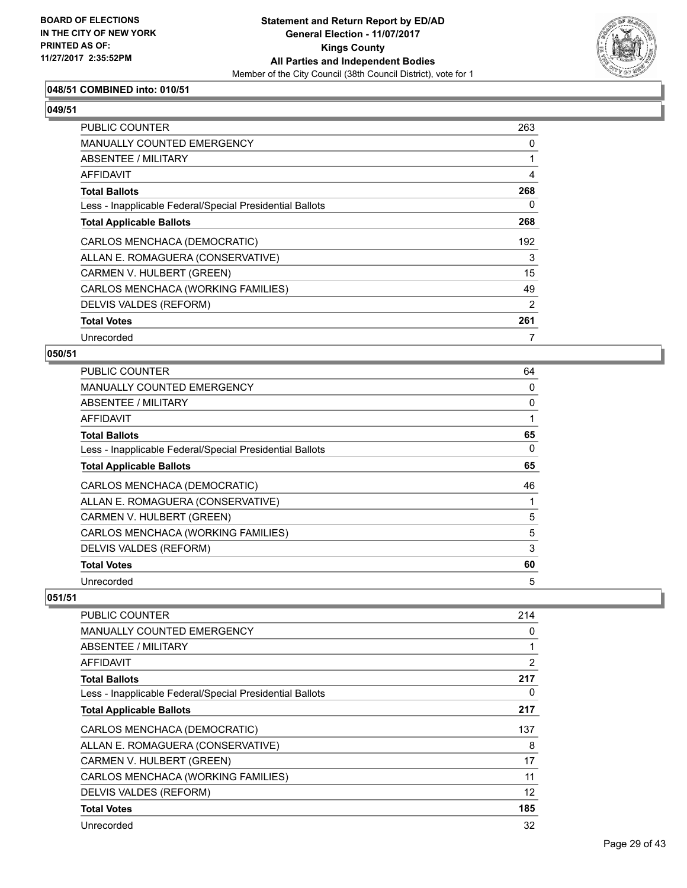### 048/51 COMBINED into: 010/51

### 049/51

| | |
|---|---|
| PUBLIC COUNTER | 263 |
| MANUALLY COUNTED EMERGENCY | 0 |
| ABSENTEE / MILITARY | 1 |
| AFFIDAVIT | 4 |
| **Total Ballots** | **268** |
| Less - Inapplicable Federal/Special Presidential Ballots | 0 |
| **Total Applicable Ballots** | **268** |
| CARLOS MENCHACA (DEMOCRATIC) | 192 |
| ALLAN E. ROMAGUERA (CONSERVATIVE) | 3 |
| CARMEN V. HULBERT (GREEN) | 15 |
| CARLOS MENCHACA (WORKING FAMILIES) | 49 |
| DELVIS VALDES (REFORM) | 2 |
| **Total Votes** | **261** |
| Unrecorded | 7 |

### 050/51

| | |
|---|---|
| PUBLIC COUNTER | 64 |
| MANUALLY COUNTED EMERGENCY | 0 |
| ABSENTEE / MILITARY | 0 |
| AFFIDAVIT | 1 |
| **Total Ballots** | **65** |
| Less - Inapplicable Federal/Special Presidential Ballots | 0 |
| **Total Applicable Ballots** | **65** |
| CARLOS MENCHACA (DEMOCRATIC) | 46 |
| ALLAN E. ROMAGUERA (CONSERVATIVE) | 1 |
| CARMEN V. HULBERT (GREEN) | 5 |
| CARLOS MENCHACA (WORKING FAMILIES) | 5 |
| DELVIS VALDES (REFORM) | 3 |
| **Total Votes** | **60** |
| Unrecorded | 5 |

### 051/51

| | |
|---|---|
| PUBLIC COUNTER | 214 |
| MANUALLY COUNTED EMERGENCY | 0 |
| ABSENTEE / MILITARY | 1 |
| AFFIDAVIT | 2 |
| **Total Ballots** | **217** |
| Less - Inapplicable Federal/Special Presidential Ballots | 0 |
| **Total Applicable Ballots** | **217** |
| CARLOS MENCHACA (DEMOCRATIC) | 137 |
| ALLAN E. ROMAGUERA (CONSERVATIVE) | 8 |
| CARMEN V. HULBERT (GREEN) | 17 |
| CARLOS MENCHACA (WORKING FAMILIES) | 11 |
| DELVIS VALDES (REFORM) | 12 |
| **Total Votes** | **185** |
| Unrecorded | 32 |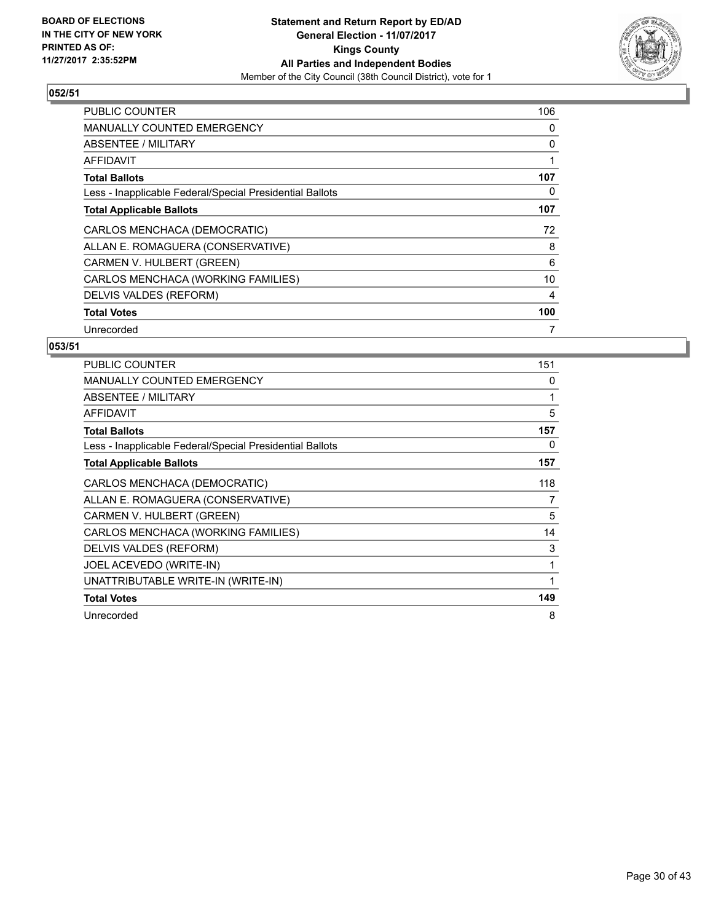**BOARD OF ELECTIONS IN THE CITY OF NEW YORK PRINTED AS OF: 11/27/2017 2:35:52PM**

**Statement and Return Report by ED/AD**
**General Election - 11/07/2017**
**Kings County**
**All Parties and Independent Bodies**
Member of the City Council (38th Council District), vote for 1

### 052/51

| | |
|---|---|
| PUBLIC COUNTER | 106 |
| MANUALLY COUNTED EMERGENCY | 0 |
| ABSENTEE / MILITARY | 0 |
| AFFIDAVIT | 1 |
| **Total Ballots** | **107** |
| Less - Inapplicable Federal/Special Presidential Ballots | 0 |
| **Total Applicable Ballots** | **107** |
| CARLOS MENCHACA (DEMOCRATIC) | 72 |
| ALLAN E. ROMAGUERA (CONSERVATIVE) | 8 |
| CARMEN V. HULBERT (GREEN) | 6 |
| CARLOS MENCHACA (WORKING FAMILIES) | 10 |
| DELVIS VALDES (REFORM) | 4 |
| **Total Votes** | **100** |
| Unrecorded | 7 |

### 053/51

| | |
|---|---|
| PUBLIC COUNTER | 151 |
| MANUALLY COUNTED EMERGENCY | 0 |
| ABSENTEE / MILITARY | 1 |
| AFFIDAVIT | 5 |
| **Total Ballots** | **157** |
| Less - Inapplicable Federal/Special Presidential Ballots | 0 |
| **Total Applicable Ballots** | **157** |
| CARLOS MENCHACA (DEMOCRATIC) | 118 |
| ALLAN E. ROMAGUERA (CONSERVATIVE) | 7 |
| CARMEN V. HULBERT (GREEN) | 5 |
| CARLOS MENCHACA (WORKING FAMILIES) | 14 |
| DELVIS VALDES (REFORM) | 3 |
| JOEL ACEVEDO (WRITE-IN) | 1 |
| UNATTRIBUTABLE WRITE-IN (WRITE-IN) | 1 |
| **Total Votes** | **149** |
| Unrecorded | 8 |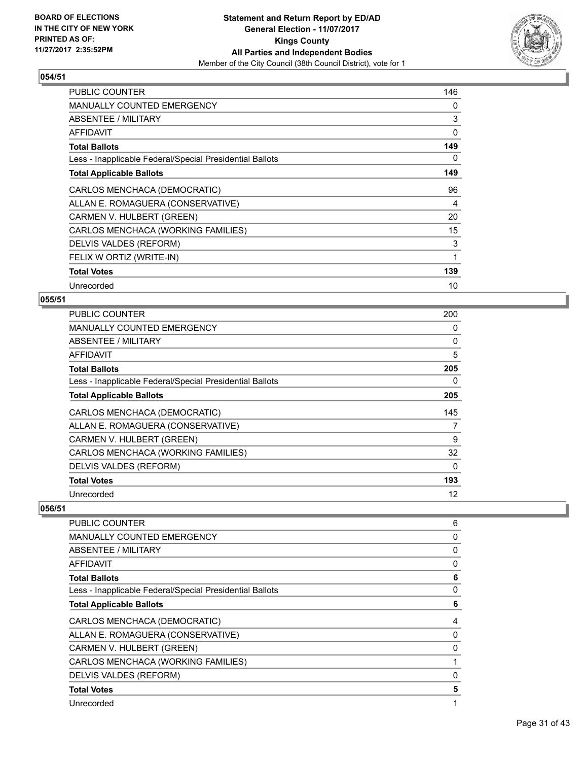**BOARD OF ELECTIONS IN THE CITY OF NEW YORK PRINTED AS OF: 11/27/2017 2:35:52PM**

**Statement and Return Report by ED/AD**
**General Election - 11/07/2017**
**Kings County**
**All Parties and Independent Bodies**
Member of the City Council (38th Council District), vote for 1

## 054/51

| | |
|---|---|
| PUBLIC COUNTER | 146 |
| MANUALLY COUNTED EMERGENCY | 0 |
| ABSENTEE / MILITARY | 3 |
| AFFIDAVIT | 0 |
| **Total Ballots** | **149** |
| Less - Inapplicable Federal/Special Presidential Ballots | 0 |
| **Total Applicable Ballots** | **149** |
| CARLOS MENCHACA (DEMOCRATIC) | 96 |
| ALLAN E. ROMAGUERA (CONSERVATIVE) | 4 |
| CARMEN V. HULBERT (GREEN) | 20 |
| CARLOS MENCHACA (WORKING FAMILIES) | 15 |
| DELVIS VALDES (REFORM) | 3 |
| FELIX W ORTIZ (WRITE-IN) | 1 |
| **Total Votes** | **139** |
| Unrecorded | 10 |

## 055/51

| | |
|---|---|
| PUBLIC COUNTER | 200 |
| MANUALLY COUNTED EMERGENCY | 0 |
| ABSENTEE / MILITARY | 0 |
| AFFIDAVIT | 5 |
| **Total Ballots** | **205** |
| Less - Inapplicable Federal/Special Presidential Ballots | 0 |
| **Total Applicable Ballots** | **205** |
| CARLOS MENCHACA (DEMOCRATIC) | 145 |
| ALLAN E. ROMAGUERA (CONSERVATIVE) | 7 |
| CARMEN V. HULBERT (GREEN) | 9 |
| CARLOS MENCHACA (WORKING FAMILIES) | 32 |
| DELVIS VALDES (REFORM) | 0 |
| **Total Votes** | **193** |
| Unrecorded | 12 |

## 056/51

| | |
|---|---|
| PUBLIC COUNTER | 6 |
| MANUALLY COUNTED EMERGENCY | 0 |
| ABSENTEE / MILITARY | 0 |
| AFFIDAVIT | 0 |
| **Total Ballots** | **6** |
| Less - Inapplicable Federal/Special Presidential Ballots | 0 |
| **Total Applicable Ballots** | **6** |
| CARLOS MENCHACA (DEMOCRATIC) | 4 |
| ALLAN E. ROMAGUERA (CONSERVATIVE) | 0 |
| CARMEN V. HULBERT (GREEN) | 0 |
| CARLOS MENCHACA (WORKING FAMILIES) | 1 |
| DELVIS VALDES (REFORM) | 0 |
| **Total Votes** | **5** |
| Unrecorded | 1 |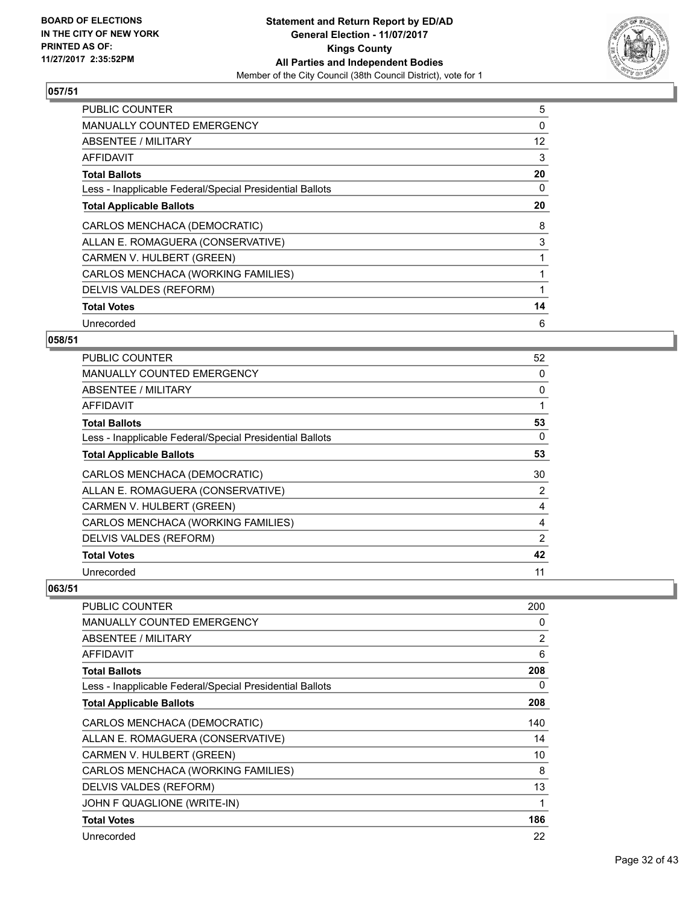**Statement and Return Report by ED/AD**
**General Election - 11/07/2017**
**Kings County**
**All Parties and Independent Bodies**
Member of the City Council (38th Council District), vote for 1

BOARD OF ELECTIONS
IN THE CITY OF NEW YORK
PRINTED AS OF:
11/27/2017 2:35:52PM

## 057/51

| | |
|---|---|
| PUBLIC COUNTER | 5 |
| MANUALLY COUNTED EMERGENCY | 0 |
| ABSENTEE / MILITARY | 12 |
| AFFIDAVIT | 3 |
| **Total Ballots** | **20** |
| Less - Inapplicable Federal/Special Presidential Ballots | 0 |
| **Total Applicable Ballots** | **20** |
| CARLOS MENCHACA (DEMOCRATIC) | 8 |
| ALLAN E. ROMAGUERA (CONSERVATIVE) | 3 |
| CARMEN V. HULBERT (GREEN) | 1 |
| CARLOS MENCHACA (WORKING FAMILIES) | 1 |
| DELVIS VALDES (REFORM) | 1 |
| **Total Votes** | **14** |
| Unrecorded | 6 |

## 058/51

| | |
|---|---|
| PUBLIC COUNTER | 52 |
| MANUALLY COUNTED EMERGENCY | 0 |
| ABSENTEE / MILITARY | 0 |
| AFFIDAVIT | 1 |
| **Total Ballots** | **53** |
| Less - Inapplicable Federal/Special Presidential Ballots | 0 |
| **Total Applicable Ballots** | **53** |
| CARLOS MENCHACA (DEMOCRATIC) | 30 |
| ALLAN E. ROMAGUERA (CONSERVATIVE) | 2 |
| CARMEN V. HULBERT (GREEN) | 4 |
| CARLOS MENCHACA (WORKING FAMILIES) | 4 |
| DELVIS VALDES (REFORM) | 2 |
| **Total Votes** | **42** |
| Unrecorded | 11 |

## 063/51

| | |
|---|---|
| PUBLIC COUNTER | 200 |
| MANUALLY COUNTED EMERGENCY | 0 |
| ABSENTEE / MILITARY | 2 |
| AFFIDAVIT | 6 |
| **Total Ballots** | **208** |
| Less - Inapplicable Federal/Special Presidential Ballots | 0 |
| **Total Applicable Ballots** | **208** |
| CARLOS MENCHACA (DEMOCRATIC) | 140 |
| ALLAN E. ROMAGUERA (CONSERVATIVE) | 14 |
| CARMEN V. HULBERT (GREEN) | 10 |
| CARLOS MENCHACA (WORKING FAMILIES) | 8 |
| DELVIS VALDES (REFORM) | 13 |
| JOHN F QUAGLIONE (WRITE-IN) | 1 |
| **Total Votes** | **186** |
| Unrecorded | 22 |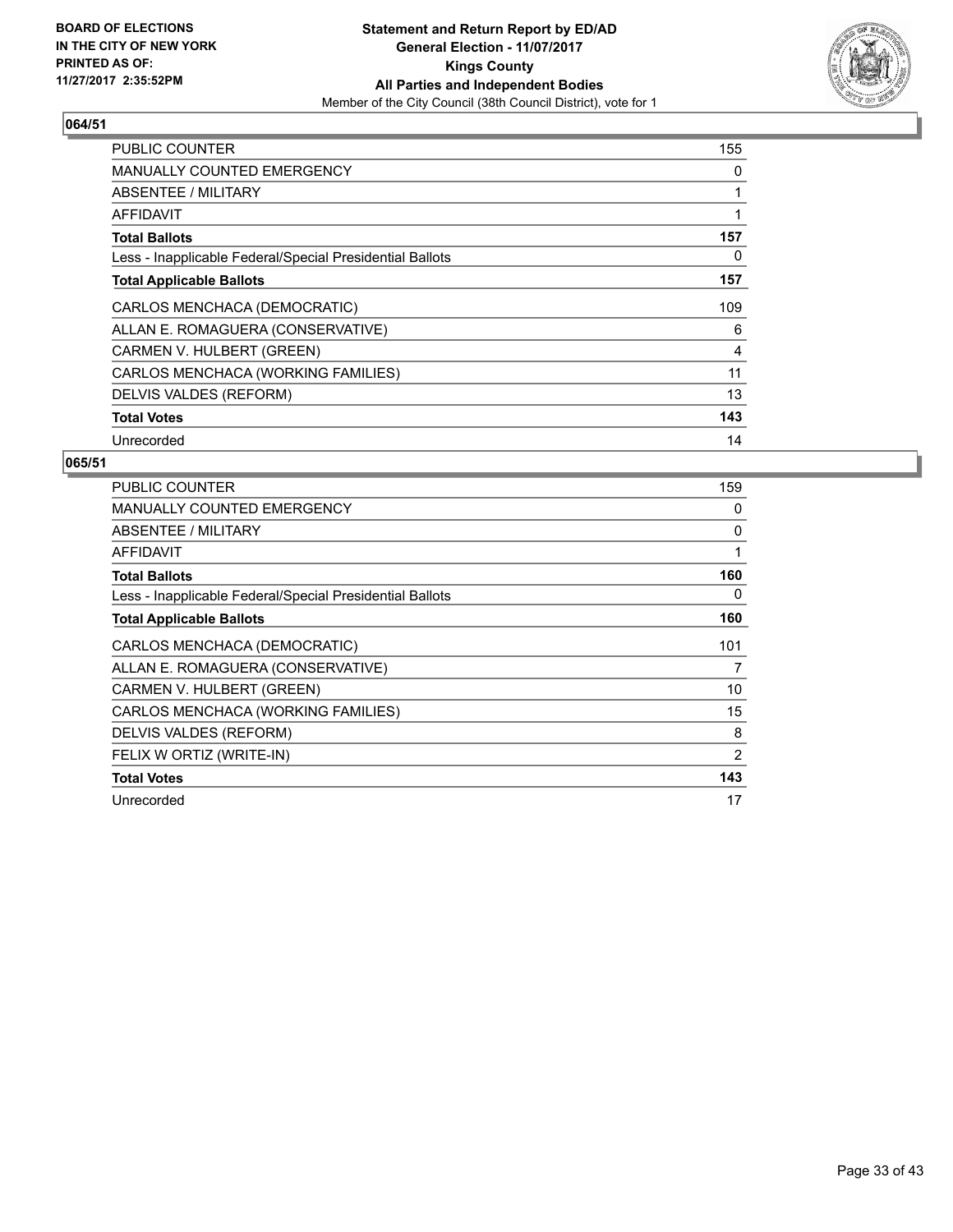**BOARD OF ELECTIONS IN THE CITY OF NEW YORK PRINTED AS OF: 11/27/2017 2:35:52PM**

**Statement and Return Report by ED/AD**
**General Election - 11/07/2017**
**Kings County**
**All Parties and Independent Bodies**
Member of the City Council (38th Council District), vote for 1

## 064/51

| | |
|---|---|
| PUBLIC COUNTER | 155 |
| MANUALLY COUNTED EMERGENCY | 0 |
| ABSENTEE / MILITARY | 1 |
| AFFIDAVIT | 1 |
| **Total Ballots** | **157** |
| Less - Inapplicable Federal/Special Presidential Ballots | 0 |
| **Total Applicable Ballots** | **157** |
| CARLOS MENCHACA (DEMOCRATIC) | 109 |
| ALLAN E. ROMAGUERA (CONSERVATIVE) | 6 |
| CARMEN V. HULBERT (GREEN) | 4 |
| CARLOS MENCHACA (WORKING FAMILIES) | 11 |
| DELVIS VALDES (REFORM) | 13 |
| **Total Votes** | **143** |
| Unrecorded | 14 |

## 065/51

| | |
|---|---|
| PUBLIC COUNTER | 159 |
| MANUALLY COUNTED EMERGENCY | 0 |
| ABSENTEE / MILITARY | 0 |
| AFFIDAVIT | 1 |
| **Total Ballots** | **160** |
| Less - Inapplicable Federal/Special Presidential Ballots | 0 |
| **Total Applicable Ballots** | **160** |
| CARLOS MENCHACA (DEMOCRATIC) | 101 |
| ALLAN E. ROMAGUERA (CONSERVATIVE) | 7 |
| CARMEN V. HULBERT (GREEN) | 10 |
| CARLOS MENCHACA (WORKING FAMILIES) | 15 |
| DELVIS VALDES (REFORM) | 8 |
| FELIX W ORTIZ (WRITE-IN) | 2 |
| **Total Votes** | **143** |
| Unrecorded | 17 |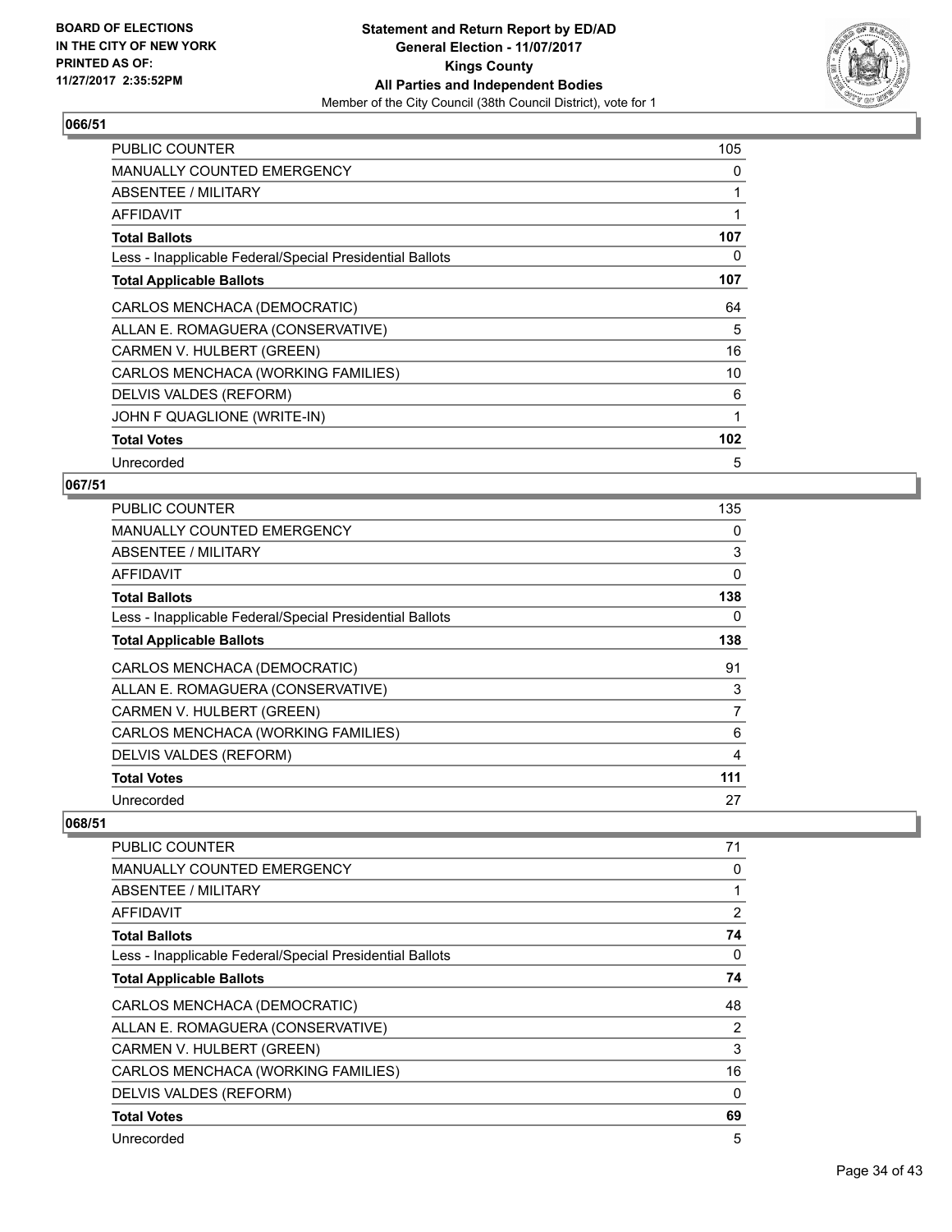**BOARD OF ELECTIONS IN THE CITY OF NEW YORK PRINTED AS OF: 11/27/2017 2:35:52PM**

**Statement and Return Report by ED/AD General Election - 11/07/2017 Kings County All Parties and Independent Bodies**
Member of the City Council (38th Council District), vote for 1

### 066/51

| | |
|---|---|
| PUBLIC COUNTER | 105 |
| MANUALLY COUNTED EMERGENCY | 0 |
| ABSENTEE / MILITARY | 1 |
| AFFIDAVIT | 1 |
| **Total Ballots** | **107** |
| Less - Inapplicable Federal/Special Presidential Ballots | 0 |
| **Total Applicable Ballots** | **107** |
| CARLOS MENCHACA (DEMOCRATIC) | 64 |
| ALLAN E. ROMAGUERA (CONSERVATIVE) | 5 |
| CARMEN V. HULBERT (GREEN) | 16 |
| CARLOS MENCHACA (WORKING FAMILIES) | 10 |
| DELVIS VALDES (REFORM) | 6 |
| JOHN F QUAGLIONE (WRITE-IN) | 1 |
| **Total Votes** | **102** |
| Unrecorded | 5 |

### 067/51

| | |
|---|---|
| PUBLIC COUNTER | 135 |
| MANUALLY COUNTED EMERGENCY | 0 |
| ABSENTEE / MILITARY | 3 |
| AFFIDAVIT | 0 |
| **Total Ballots** | **138** |
| Less - Inapplicable Federal/Special Presidential Ballots | 0 |
| **Total Applicable Ballots** | **138** |
| CARLOS MENCHACA (DEMOCRATIC) | 91 |
| ALLAN E. ROMAGUERA (CONSERVATIVE) | 3 |
| CARMEN V. HULBERT (GREEN) | 7 |
| CARLOS MENCHACA (WORKING FAMILIES) | 6 |
| DELVIS VALDES (REFORM) | 4 |
| **Total Votes** | **111** |
| Unrecorded | 27 |

### 068/51

| | |
|---|---|
| PUBLIC COUNTER | 71 |
| MANUALLY COUNTED EMERGENCY | 0 |
| ABSENTEE / MILITARY | 1 |
| AFFIDAVIT | 2 |
| **Total Ballots** | **74** |
| Less - Inapplicable Federal/Special Presidential Ballots | 0 |
| **Total Applicable Ballots** | **74** |
| CARLOS MENCHACA (DEMOCRATIC) | 48 |
| ALLAN E. ROMAGUERA (CONSERVATIVE) | 2 |
| CARMEN V. HULBERT (GREEN) | 3 |
| CARLOS MENCHACA (WORKING FAMILIES) | 16 |
| DELVIS VALDES (REFORM) | 0 |
| **Total Votes** | **69** |
| Unrecorded | 5 |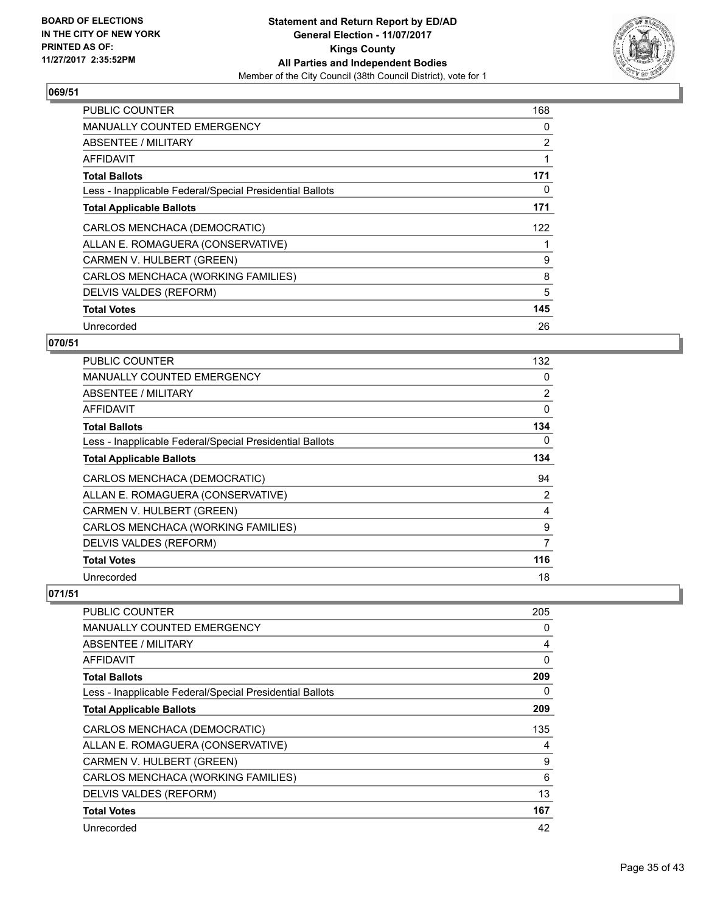BOARD OF ELECTIONS
IN THE CITY OF NEW YORK
PRINTED AS OF:
11/27/2017 2:35:52PM

**Statement and Return Report by ED/AD**
**General Election - 11/07/2017**
**Kings County**
**All Parties and Independent Bodies**
Member of the City Council (38th Council District), vote for 1

## 069/51

| | |
|---|---|
| PUBLIC COUNTER | 168 |
| MANUALLY COUNTED EMERGENCY | 0 |
| ABSENTEE / MILITARY | 2 |
| AFFIDAVIT | 1 |
| **Total Ballots** | **171** |
| Less - Inapplicable Federal/Special Presidential Ballots | 0 |
| **Total Applicable Ballots** | **171** |
| CARLOS MENCHACA (DEMOCRATIC) | 122 |
| ALLAN E. ROMAGUERA (CONSERVATIVE) | 1 |
| CARMEN V. HULBERT (GREEN) | 9 |
| CARLOS MENCHACA (WORKING FAMILIES) | 8 |
| DELVIS VALDES (REFORM) | 5 |
| **Total Votes** | **145** |
| Unrecorded | 26 |

## 070/51

| | |
|---|---|
| PUBLIC COUNTER | 132 |
| MANUALLY COUNTED EMERGENCY | 0 |
| ABSENTEE / MILITARY | 2 |
| AFFIDAVIT | 0 |
| **Total Ballots** | **134** |
| Less - Inapplicable Federal/Special Presidential Ballots | 0 |
| **Total Applicable Ballots** | **134** |
| CARLOS MENCHACA (DEMOCRATIC) | 94 |
| ALLAN E. ROMAGUERA (CONSERVATIVE) | 2 |
| CARMEN V. HULBERT (GREEN) | 4 |
| CARLOS MENCHACA (WORKING FAMILIES) | 9 |
| DELVIS VALDES (REFORM) | 7 |
| **Total Votes** | **116** |
| Unrecorded | 18 |

## 071/51

| | |
|---|---|
| PUBLIC COUNTER | 205 |
| MANUALLY COUNTED EMERGENCY | 0 |
| ABSENTEE / MILITARY | 4 |
| AFFIDAVIT | 0 |
| **Total Ballots** | **209** |
| Less - Inapplicable Federal/Special Presidential Ballots | 0 |
| **Total Applicable Ballots** | **209** |
| CARLOS MENCHACA (DEMOCRATIC) | 135 |
| ALLAN E. ROMAGUERA (CONSERVATIVE) | 4 |
| CARMEN V. HULBERT (GREEN) | 9 |
| CARLOS MENCHACA (WORKING FAMILIES) | 6 |
| DELVIS VALDES (REFORM) | 13 |
| **Total Votes** | **167** |
| Unrecorded | 42 |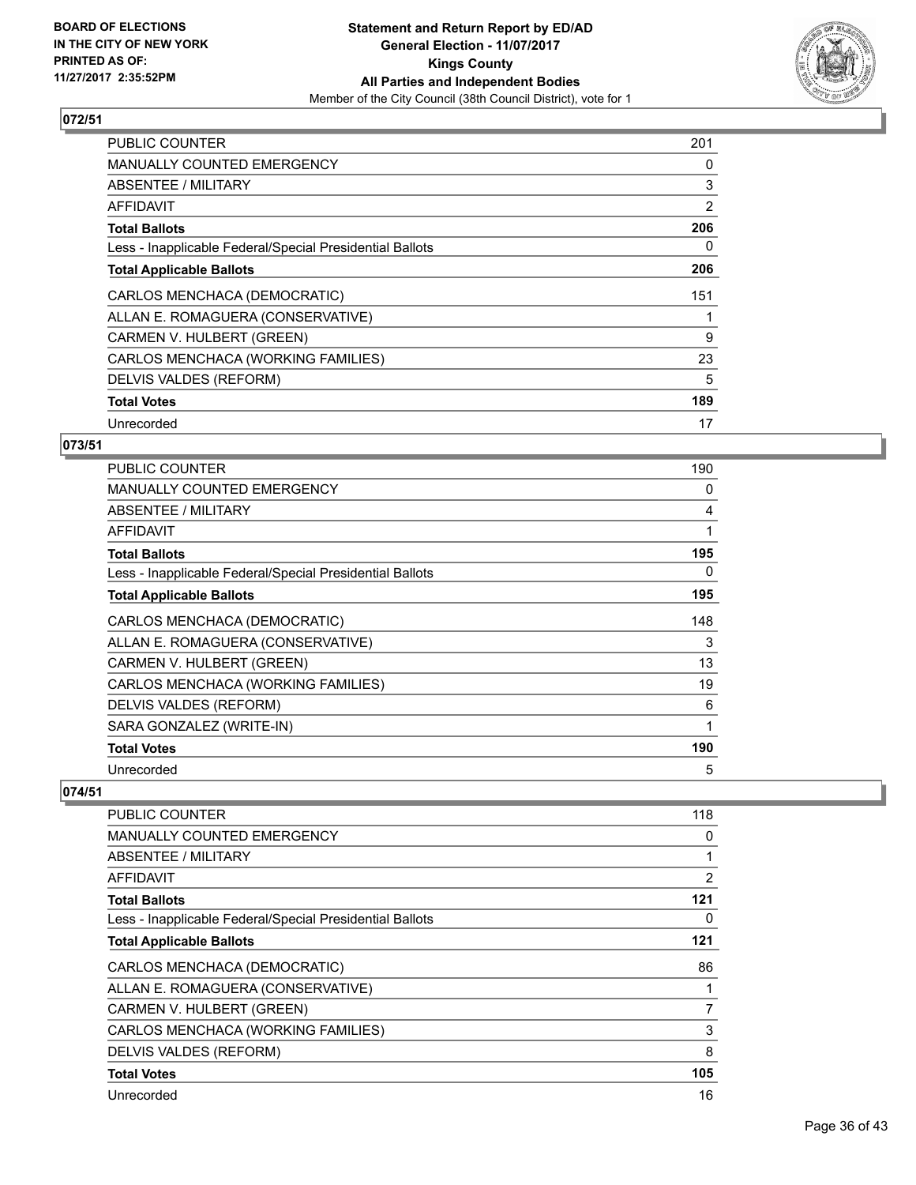**BOARD OF ELECTIONS IN THE CITY OF NEW YORK PRINTED AS OF: 11/27/2017 2:35:52PM**

**Statement and Return Report by ED/AD**
**General Election - 11/07/2017**
**Kings County**
**All Parties and Independent Bodies**
Member of the City Council (38th Council District), vote for 1

### 072/51

| | |
|---|---|
| PUBLIC COUNTER | 201 |
| MANUALLY COUNTED EMERGENCY | 0 |
| ABSENTEE / MILITARY | 3 |
| AFFIDAVIT | 2 |
| **Total Ballots** | **206** |
| Less - Inapplicable Federal/Special Presidential Ballots | 0 |
| **Total Applicable Ballots** | **206** |
| CARLOS MENCHACA (DEMOCRATIC) | 151 |
| ALLAN E. ROMAGUERA (CONSERVATIVE) | 1 |
| CARMEN V. HULBERT (GREEN) | 9 |
| CARLOS MENCHACA (WORKING FAMILIES) | 23 |
| DELVIS VALDES (REFORM) | 5 |
| **Total Votes** | **189** |
| Unrecorded | 17 |

### 073/51

| | |
|---|---|
| PUBLIC COUNTER | 190 |
| MANUALLY COUNTED EMERGENCY | 0 |
| ABSENTEE / MILITARY | 4 |
| AFFIDAVIT | 1 |
| **Total Ballots** | **195** |
| Less - Inapplicable Federal/Special Presidential Ballots | 0 |
| **Total Applicable Ballots** | **195** |
| CARLOS MENCHACA (DEMOCRATIC) | 148 |
| ALLAN E. ROMAGUERA (CONSERVATIVE) | 3 |
| CARMEN V. HULBERT (GREEN) | 13 |
| CARLOS MENCHACA (WORKING FAMILIES) | 19 |
| DELVIS VALDES (REFORM) | 6 |
| SARA GONZALEZ (WRITE-IN) | 1 |
| **Total Votes** | **190** |
| Unrecorded | 5 |

### 074/51

| | |
|---|---|
| PUBLIC COUNTER | 118 |
| MANUALLY COUNTED EMERGENCY | 0 |
| ABSENTEE / MILITARY | 1 |
| AFFIDAVIT | 2 |
| **Total Ballots** | **121** |
| Less - Inapplicable Federal/Special Presidential Ballots | 0 |
| **Total Applicable Ballots** | **121** |
| CARLOS MENCHACA (DEMOCRATIC) | 86 |
| ALLAN E. ROMAGUERA (CONSERVATIVE) | 1 |
| CARMEN V. HULBERT (GREEN) | 7 |
| CARLOS MENCHACA (WORKING FAMILIES) | 3 |
| DELVIS VALDES (REFORM) | 8 |
| **Total Votes** | **105** |
| Unrecorded | 16 |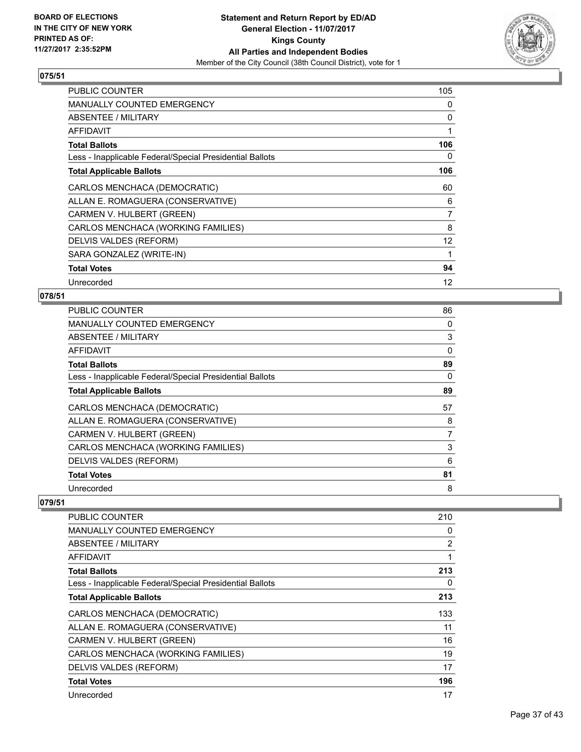BOARD OF ELECTIONS
IN THE CITY OF NEW YORK
PRINTED AS OF:
11/27/2017 2:35:52PM

**Statement and Return Report by ED/AD**
**General Election - 11/07/2017**
**Kings County**
**All Parties and Independent Bodies**
Member of the City Council (38th Council District), vote for 1

### 075/51

| | |
|---|---|
| PUBLIC COUNTER | 105 |
| MANUALLY COUNTED EMERGENCY | 0 |
| ABSENTEE / MILITARY | 0 |
| AFFIDAVIT | 1 |
| **Total Ballots** | **106** |
| Less - Inapplicable Federal/Special Presidential Ballots | 0 |
| **Total Applicable Ballots** | **106** |
| CARLOS MENCHACA (DEMOCRATIC) | 60 |
| ALLAN E. ROMAGUERA (CONSERVATIVE) | 6 |
| CARMEN V. HULBERT (GREEN) | 7 |
| CARLOS MENCHACA (WORKING FAMILIES) | 8 |
| DELVIS VALDES (REFORM) | 12 |
| SARA GONZALEZ (WRITE-IN) | 1 |
| **Total Votes** | **94** |
| Unrecorded | 12 |

### 078/51

| | |
|---|---|
| PUBLIC COUNTER | 86 |
| MANUALLY COUNTED EMERGENCY | 0 |
| ABSENTEE / MILITARY | 3 |
| AFFIDAVIT | 0 |
| **Total Ballots** | **89** |
| Less - Inapplicable Federal/Special Presidential Ballots | 0 |
| **Total Applicable Ballots** | **89** |
| CARLOS MENCHACA (DEMOCRATIC) | 57 |
| ALLAN E. ROMAGUERA (CONSERVATIVE) | 8 |
| CARMEN V. HULBERT (GREEN) | 7 |
| CARLOS MENCHACA (WORKING FAMILIES) | 3 |
| DELVIS VALDES (REFORM) | 6 |
| **Total Votes** | **81** |
| Unrecorded | 8 |

### 079/51

| | |
|---|---|
| PUBLIC COUNTER | 210 |
| MANUALLY COUNTED EMERGENCY | 0 |
| ABSENTEE / MILITARY | 2 |
| AFFIDAVIT | 1 |
| **Total Ballots** | **213** |
| Less - Inapplicable Federal/Special Presidential Ballots | 0 |
| **Total Applicable Ballots** | **213** |
| CARLOS MENCHACA (DEMOCRATIC) | 133 |
| ALLAN E. ROMAGUERA (CONSERVATIVE) | 11 |
| CARMEN V. HULBERT (GREEN) | 16 |
| CARLOS MENCHACA (WORKING FAMILIES) | 19 |
| DELVIS VALDES (REFORM) | 17 |
| **Total Votes** | **196** |
| Unrecorded | 17 |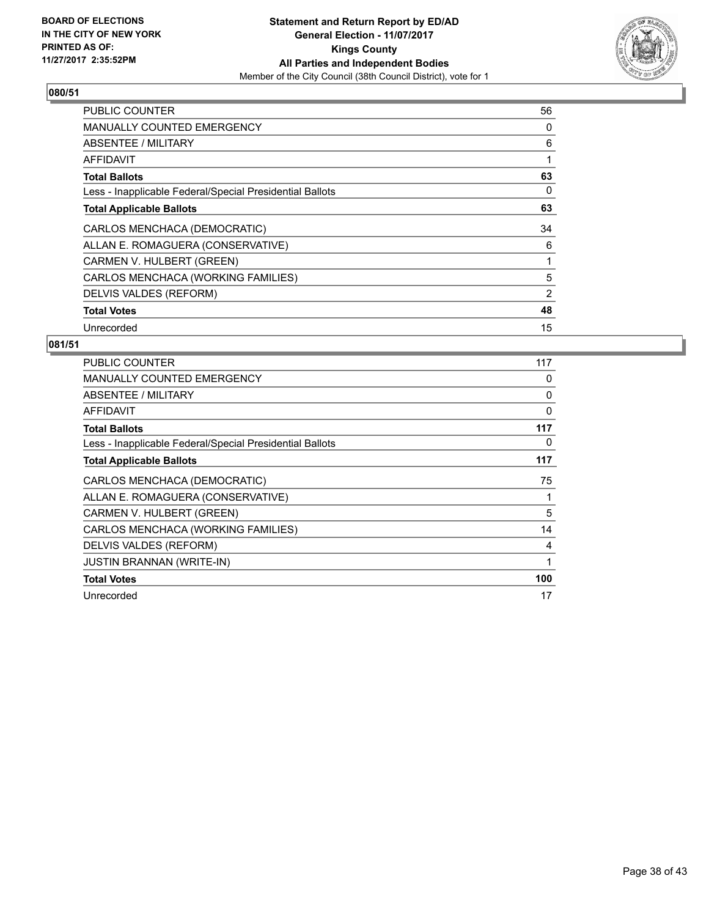BOARD OF ELECTIONS
IN THE CITY OF NEW YORK
PRINTED AS OF:
11/27/2017 2:35:52PM

**Statement and Return Report by ED/AD**
**General Election - 11/07/2017**
**Kings County**
**All Parties and Independent Bodies**
Member of the City Council (38th Council District), vote for 1

## 080/51

| | |
|---|---|
| PUBLIC COUNTER | 56 |
| MANUALLY COUNTED EMERGENCY | 0 |
| ABSENTEE / MILITARY | 6 |
| AFFIDAVIT | 1 |
| **Total Ballots** | **63** |
| Less - Inapplicable Federal/Special Presidential Ballots | 0 |
| **Total Applicable Ballots** | **63** |
| CARLOS MENCHACA (DEMOCRATIC) | 34 |
| ALLAN E. ROMAGUERA (CONSERVATIVE) | 6 |
| CARMEN V. HULBERT (GREEN) | 1 |
| CARLOS MENCHACA (WORKING FAMILIES) | 5 |
| DELVIS VALDES (REFORM) | 2 |
| **Total Votes** | **48** |
| Unrecorded | 15 |

## 081/51

| | |
|---|---|
| PUBLIC COUNTER | 117 |
| MANUALLY COUNTED EMERGENCY | 0 |
| ABSENTEE / MILITARY | 0 |
| AFFIDAVIT | 0 |
| **Total Ballots** | **117** |
| Less - Inapplicable Federal/Special Presidential Ballots | 0 |
| **Total Applicable Ballots** | **117** |
| CARLOS MENCHACA (DEMOCRATIC) | 75 |
| ALLAN E. ROMAGUERA (CONSERVATIVE) | 1 |
| CARMEN V. HULBERT (GREEN) | 5 |
| CARLOS MENCHACA (WORKING FAMILIES) | 14 |
| DELVIS VALDES (REFORM) | 4 |
| JUSTIN BRANNAN (WRITE-IN) | 1 |
| **Total Votes** | **100** |
| Unrecorded | 17 |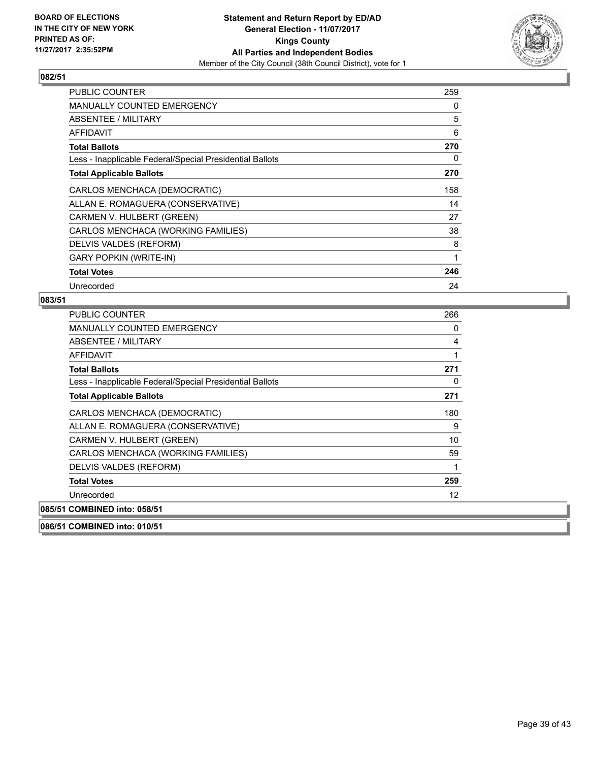BOARD OF ELECTIONS
IN THE CITY OF NEW YORK
PRINTED AS OF:
11/27/2017 2:35:52PM

**Statement and Return Report by ED/AD**
**General Election - 11/07/2017**
**Kings County**
**All Parties and Independent Bodies**
Member of the City Council (38th Council District), vote for 1

## 082/51

| | |
|---|---|
| PUBLIC COUNTER | 259 |
| MANUALLY COUNTED EMERGENCY | 0 |
| ABSENTEE / MILITARY | 5 |
| AFFIDAVIT | 6 |
| **Total Ballots** | **270** |
| Less - Inapplicable Federal/Special Presidential Ballots | 0 |
| **Total Applicable Ballots** | **270** |
| CARLOS MENCHACA (DEMOCRATIC) | 158 |
| ALLAN E. ROMAGUERA (CONSERVATIVE) | 14 |
| CARMEN V. HULBERT (GREEN) | 27 |
| CARLOS MENCHACA (WORKING FAMILIES) | 38 |
| DELVIS VALDES (REFORM) | 8 |
| GARY POPKIN (WRITE-IN) | 1 |
| **Total Votes** | **246** |
| Unrecorded | 24 |

## 083/51

| | |
|---|---|
| PUBLIC COUNTER | 266 |
| MANUALLY COUNTED EMERGENCY | 0 |
| ABSENTEE / MILITARY | 4 |
| AFFIDAVIT | 1 |
| **Total Ballots** | **271** |
| Less - Inapplicable Federal/Special Presidential Ballots | 0 |
| **Total Applicable Ballots** | **271** |
| CARLOS MENCHACA (DEMOCRATIC) | 180 |
| ALLAN E. ROMAGUERA (CONSERVATIVE) | 9 |
| CARMEN V. HULBERT (GREEN) | 10 |
| CARLOS MENCHACA (WORKING FAMILIES) | 59 |
| DELVIS VALDES (REFORM) | 1 |
| **Total Votes** | **259** |
| Unrecorded | 12 |

**085/51 COMBINED into: 058/51**

**086/51 COMBINED into: 010/51**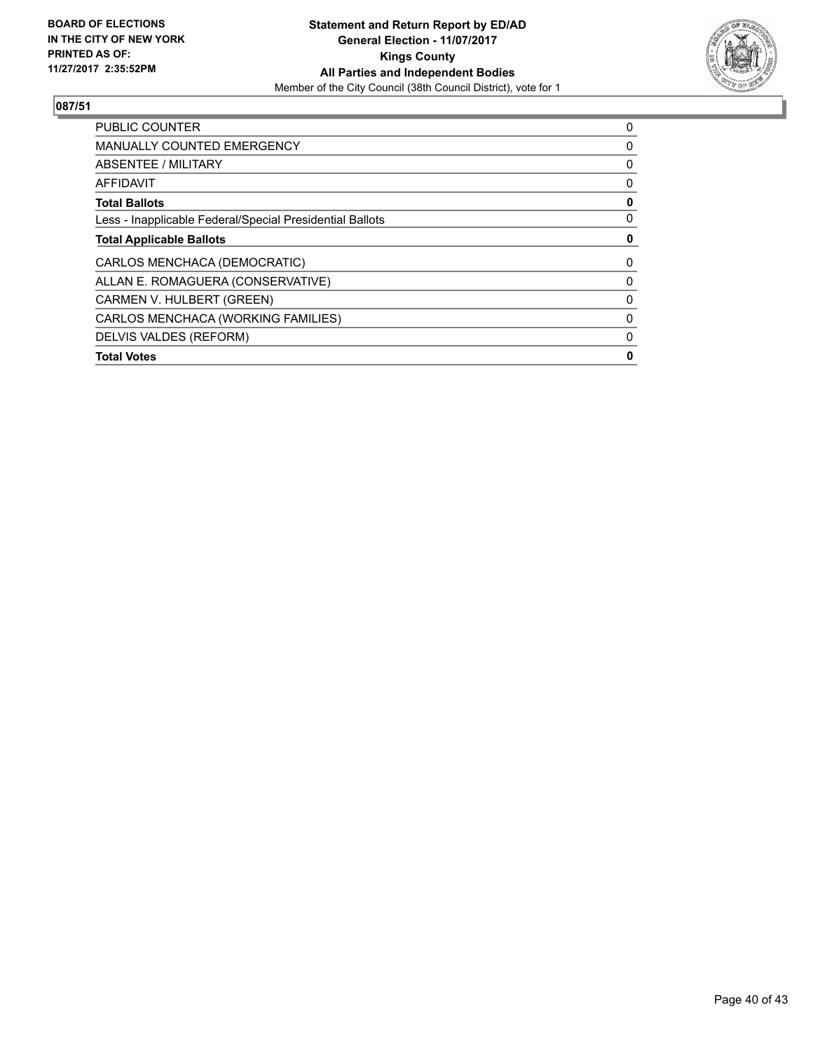BOARD OF ELECTIONS
IN THE CITY OF NEW YORK
PRINTED AS OF:
11/27/2017 2:35:52PM

**Statement and Return Report by ED/AD**
**General Election - 11/07/2017**
**Kings County**
**All Parties and Independent Bodies**
Member of the City Council (38th Council District), vote for 1

## 087/51

| | |
|---|---|
| PUBLIC COUNTER | 0 |
| MANUALLY COUNTED EMERGENCY | 0 |
| ABSENTEE / MILITARY | 0 |
| AFFIDAVIT | 0 |
| **Total Ballots** | **0** |
| Less - Inapplicable Federal/Special Presidential Ballots | 0 |
| **Total Applicable Ballots** | **0** |
| CARLOS MENCHACA (DEMOCRATIC) | 0 |
| ALLAN E. ROMAGUERA (CONSERVATIVE) | 0 |
| CARMEN V. HULBERT (GREEN) | 0 |
| CARLOS MENCHACA (WORKING FAMILIES) | 0 |
| DELVIS VALDES (REFORM) | 0 |
| **Total Votes** | **0** |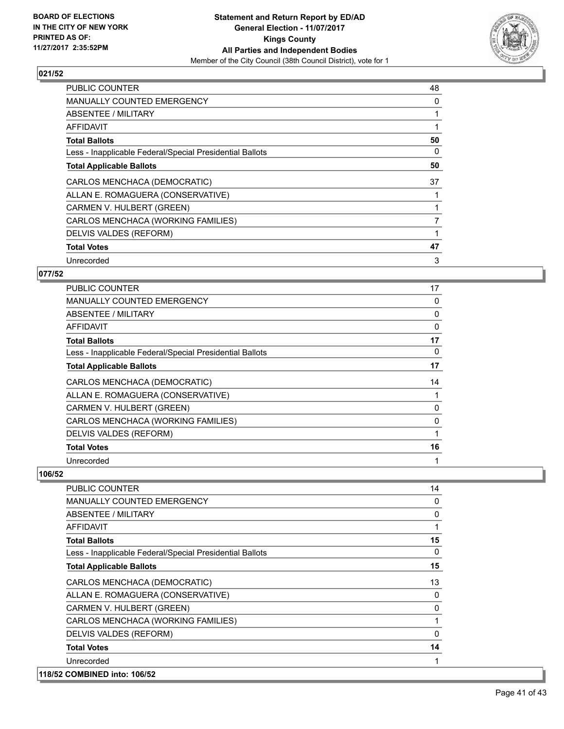## 021/52

| | |
|---|---|
| PUBLIC COUNTER | 48 |
| MANUALLY COUNTED EMERGENCY | 0 |
| ABSENTEE / MILITARY | 1 |
| AFFIDAVIT | 1 |
| **Total Ballots** | **50** |
| Less - Inapplicable Federal/Special Presidential Ballots | 0 |
| **Total Applicable Ballots** | **50** |
| CARLOS MENCHACA (DEMOCRATIC) | 37 |
| ALLAN E. ROMAGUERA (CONSERVATIVE) | 1 |
| CARMEN V. HULBERT (GREEN) | 1 |
| CARLOS MENCHACA (WORKING FAMILIES) | 7 |
| DELVIS VALDES (REFORM) | 1 |
| **Total Votes** | **47** |
| Unrecorded | 3 |

## 077/52

| | |
|---|---|
| PUBLIC COUNTER | 17 |
| MANUALLY COUNTED EMERGENCY | 0 |
| ABSENTEE / MILITARY | 0 |
| AFFIDAVIT | 0 |
| **Total Ballots** | **17** |
| Less - Inapplicable Federal/Special Presidential Ballots | 0 |
| **Total Applicable Ballots** | **17** |
| CARLOS MENCHACA (DEMOCRATIC) | 14 |
| ALLAN E. ROMAGUERA (CONSERVATIVE) | 1 |
| CARMEN V. HULBERT (GREEN) | 0 |
| CARLOS MENCHACA (WORKING FAMILIES) | 0 |
| DELVIS VALDES (REFORM) | 1 |
| **Total Votes** | **16** |
| Unrecorded | 1 |

## 106/52

| | |
|---|---|
| PUBLIC COUNTER | 14 |
| MANUALLY COUNTED EMERGENCY | 0 |
| ABSENTEE / MILITARY | 0 |
| AFFIDAVIT | 1 |
| **Total Ballots** | **15** |
| Less - Inapplicable Federal/Special Presidential Ballots | 0 |
| **Total Applicable Ballots** | **15** |
| CARLOS MENCHACA (DEMOCRATIC) | 13 |
| ALLAN E. ROMAGUERA (CONSERVATIVE) | 0 |
| CARMEN V. HULBERT (GREEN) | 0 |
| CARLOS MENCHACA (WORKING FAMILIES) | 1 |
| DELVIS VALDES (REFORM) | 0 |
| **Total Votes** | **14** |
| Unrecorded | 1 |

## 118/52 COMBINED into: 106/52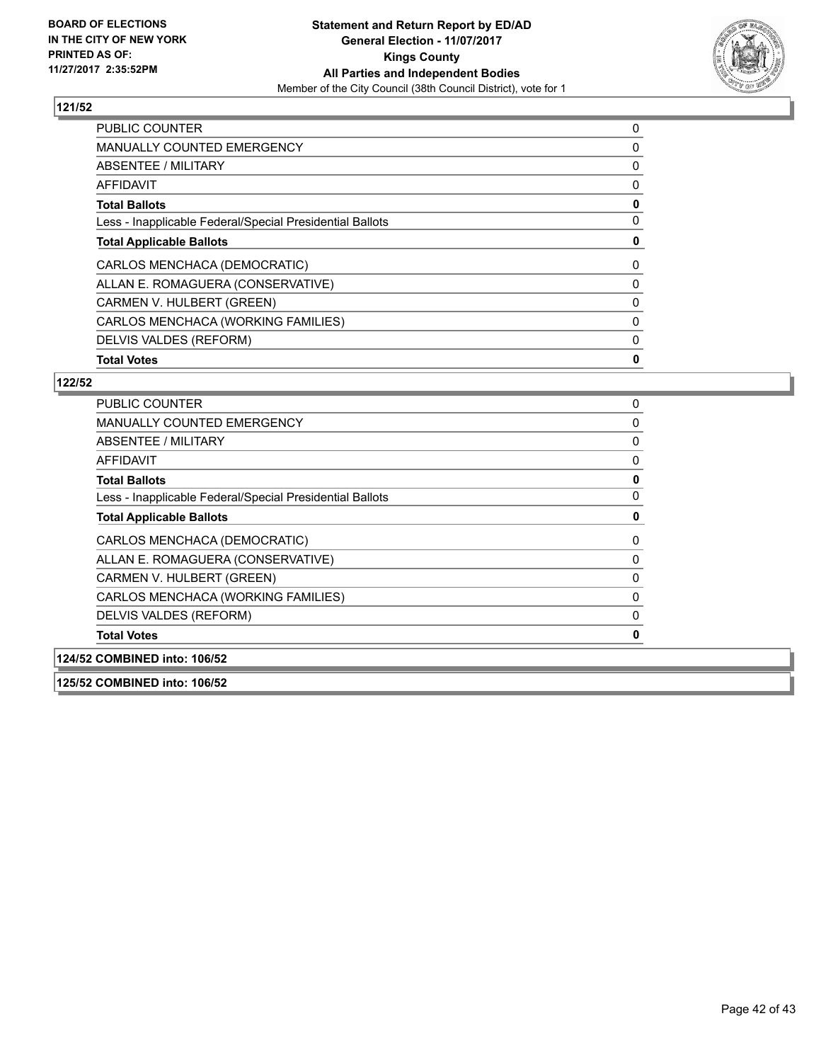**BOARD OF ELECTIONS IN THE CITY OF NEW YORK PRINTED AS OF: 11/27/2017 2:35:52PM**

**Statement and Return Report by ED/AD General Election - 11/07/2017 Kings County All Parties and Independent Bodies**

Member of the City Council (38th Council District), vote for 1

## 121/52

| | |
|---|---|
| PUBLIC COUNTER | 0 |
| MANUALLY COUNTED EMERGENCY | 0 |
| ABSENTEE / MILITARY | 0 |
| AFFIDAVIT | 0 |
| **Total Ballots** | **0** |
| Less - Inapplicable Federal/Special Presidential Ballots | 0 |
| **Total Applicable Ballots** | **0** |
| CARLOS MENCHACA (DEMOCRATIC) | 0 |
| ALLAN E. ROMAGUERA (CONSERVATIVE) | 0 |
| CARMEN V. HULBERT (GREEN) | 0 |
| CARLOS MENCHACA (WORKING FAMILIES) | 0 |
| DELVIS VALDES (REFORM) | 0 |
| **Total Votes** | **0** |

## 122/52

| | |
|---|---|
| PUBLIC COUNTER | 0 |
| MANUALLY COUNTED EMERGENCY | 0 |
| ABSENTEE / MILITARY | 0 |
| AFFIDAVIT | 0 |
| **Total Ballots** | **0** |
| Less - Inapplicable Federal/Special Presidential Ballots | 0 |
| **Total Applicable Ballots** | **0** |
| CARLOS MENCHACA (DEMOCRATIC) | 0 |
| ALLAN E. ROMAGUERA (CONSERVATIVE) | 0 |
| CARMEN V. HULBERT (GREEN) | 0 |
| CARLOS MENCHACA (WORKING FAMILIES) | 0 |
| DELVIS VALDES (REFORM) | 0 |
| **Total Votes** | **0** |

## 124/52 COMBINED into: 106/52

## 125/52 COMBINED into: 106/52